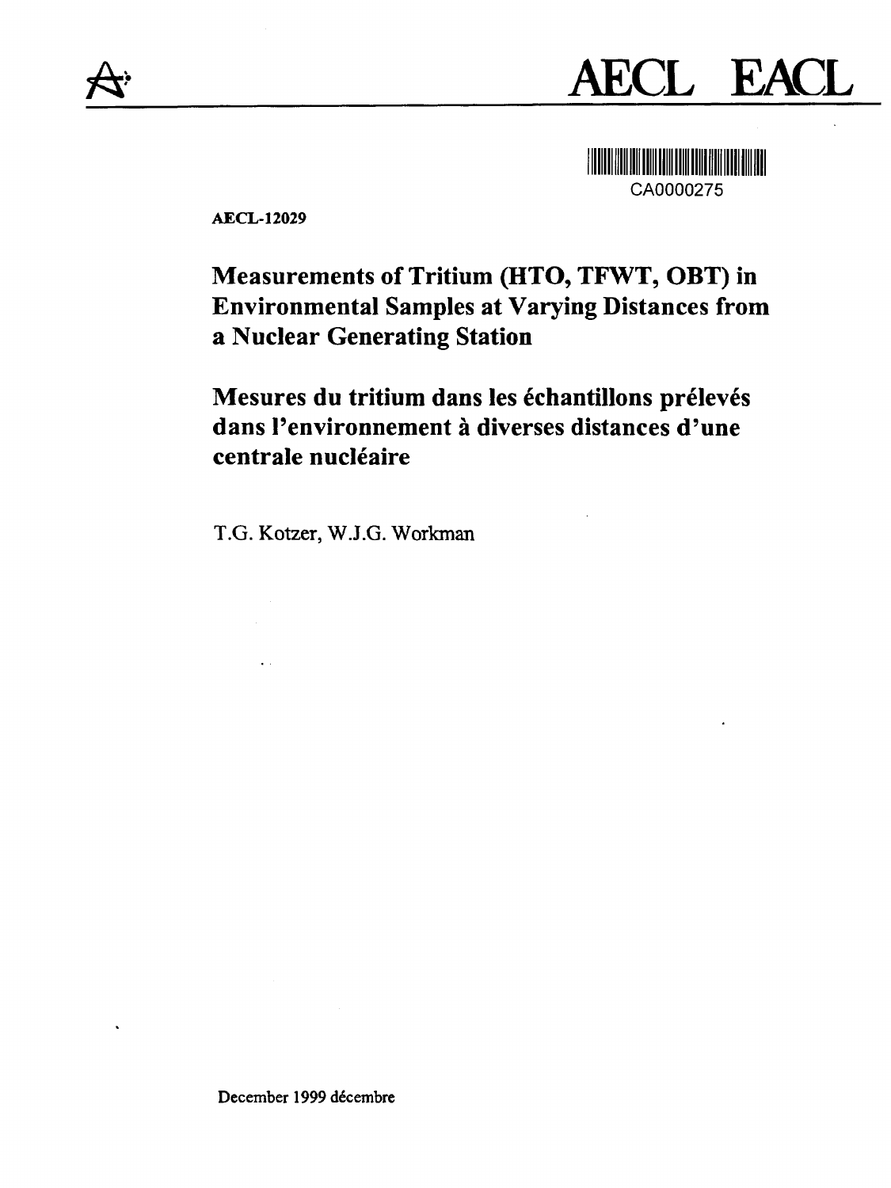AECL EACL

CA0000275

**AECL-12029**

# Measurements of Tritium (HTO, TFWT, OBT) in Environmental Samples at Varying Distances from a Nuclear Generating Station

# Mesures du tritium dans les échantillons prélevés dans l'environnement à diverses distances d'une centrale nucléaire

T.G. Kotzer, W.J.G. Workman

December 1999 décembre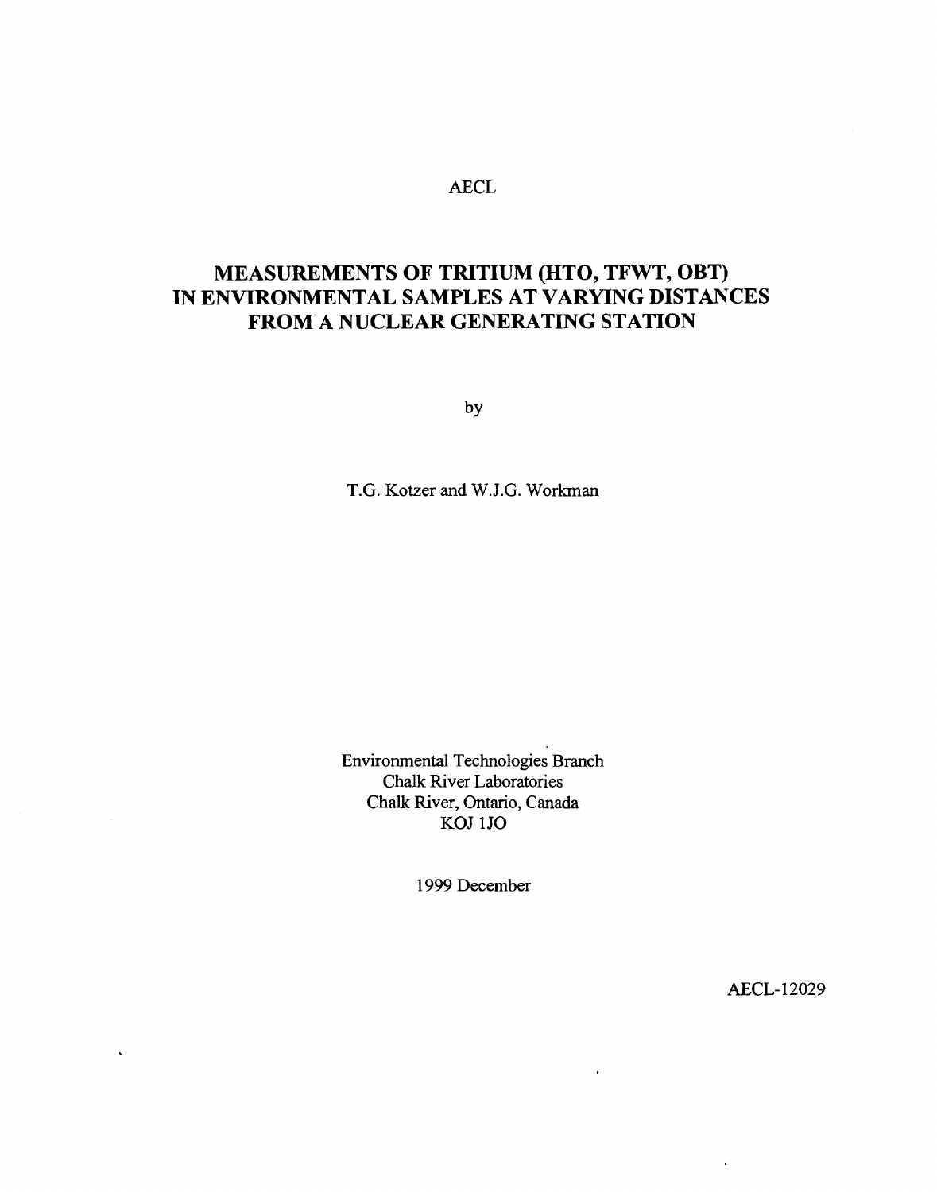AECL

# MEASUREMENTS OF TRITIUM (HTO, TFWT, OBT) IN ENVIRONMENTAL SAMPLES AT VARYING DISTANCES FROM A NUCLEAR GENERATING STATION

by

T.G. Kotzer and W.J.G. Workman

Environmental Technologies Branch
Chalk River Laboratories
Chalk River, Ontario, Canada
KOJ 1JO

1999 December

AECL-12029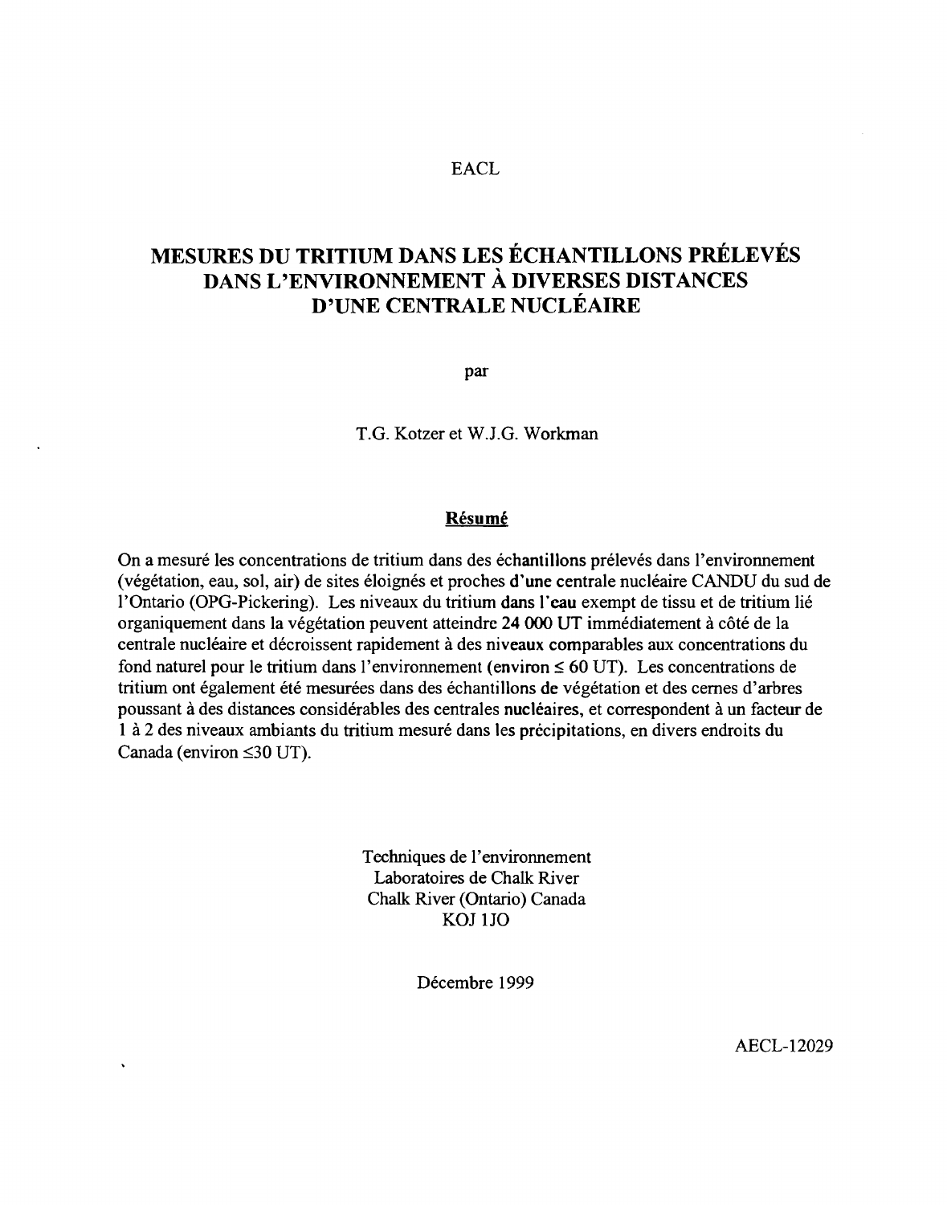EACL

# MESURES DU TRITIUM DANS LES ÉCHANTILLONS PRÉLEVÉS DANS L'ENVIRONNEMENT À DIVERSES DISTANCES D'UNE CENTRALE NUCLÉAIRE

par

T.G. Kotzer et W.J.G. Workman

## Résumé

On a mesuré les concentrations de tritium dans des échantillons prélevés dans l'environnement (végétation, eau, sol, air) de sites éloignés et proches d'une centrale nucléaire CANDU du sud de l'Ontario (OPG-Pickering). Les niveaux du tritium dans l'eau exempt de tissu et de tritium lié organiquement dans la végétation peuvent atteindre 24 000 UT immédiatement à côté de la centrale nucléaire et décroissent rapidement à des niveaux comparables aux concentrations du fond naturel pour le tritium dans l'environnement (environ ≤ 60 UT). Les concentrations de tritium ont également été mesurées dans des échantillons de végétation et des cernes d'arbres poussant à des distances considérables des centrales nucléaires, et correspondent à un facteur de 1 à 2 des niveaux ambiants du tritium mesuré dans les précipitations, en divers endroits du Canada (environ ≤30 UT).

Techniques de l'environnement
Laboratoires de Chalk River
Chalk River (Ontario) Canada
KOJ 1JO

Décembre 1999

AECL-12029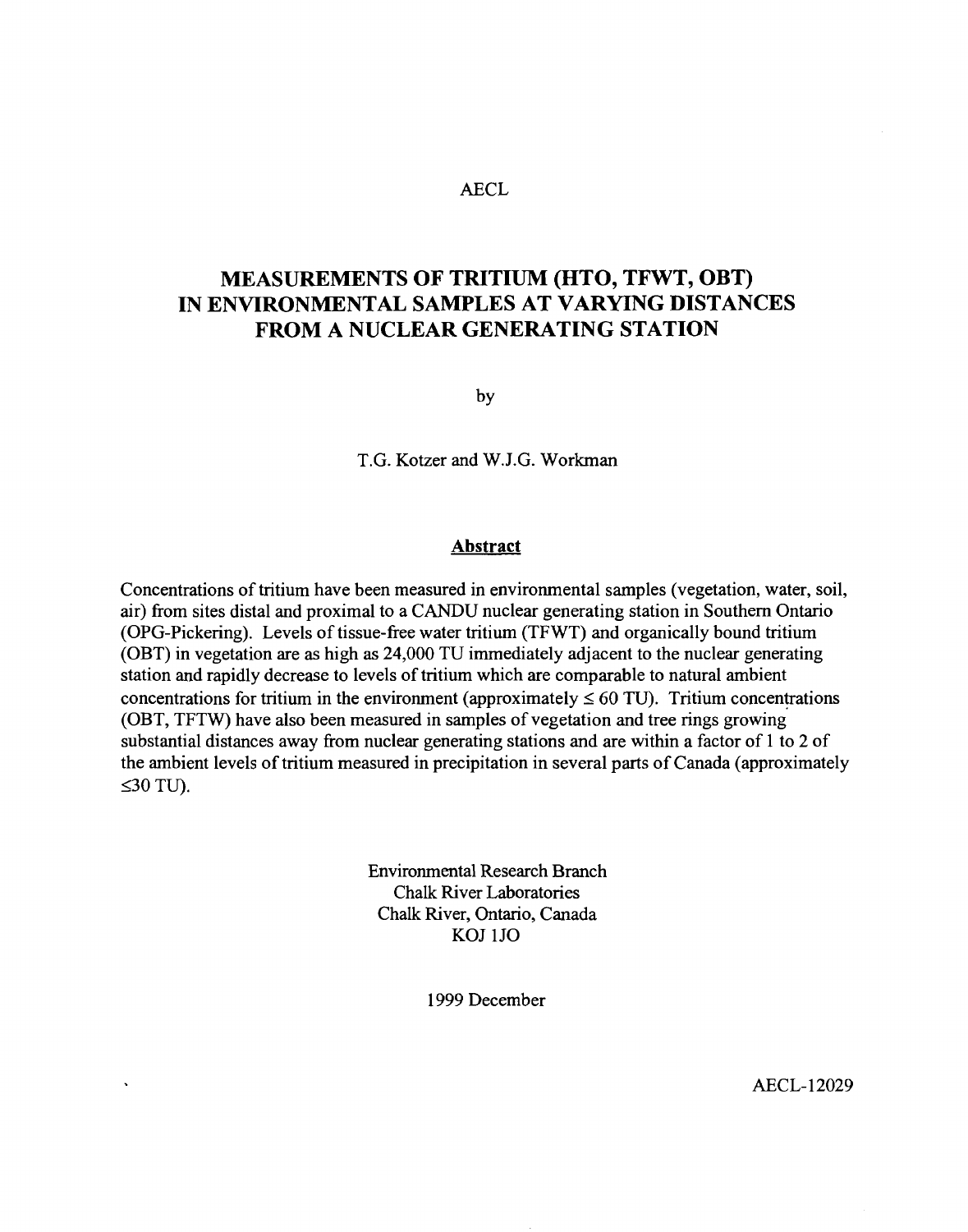AECL

# MEASUREMENTS OF TRITIUM (HTO, TFWT, OBT) IN ENVIRONMENTAL SAMPLES AT VARYING DISTANCES FROM A NUCLEAR GENERATING STATION

by

T.G. Kotzer and W.J.G. Workman

## Abstract

Concentrations of tritium have been measured in environmental samples (vegetation, water, soil, air) from sites distal and proximal to a CANDU nuclear generating station in Southern Ontario (OPG-Pickering). Levels of tissue-free water tritium (TFWT) and organically bound tritium (OBT) in vegetation are as high as 24,000 TU immediately adjacent to the nuclear generating station and rapidly decrease to levels of tritium which are comparable to natural ambient concentrations for tritium in the environment (approximately $\leq$ 60 TU). Tritium concentrations (OBT, TFTW) have also been measured in samples of vegetation and tree rings growing substantial distances away from nuclear generating stations and are within a factor of 1 to 2 of the ambient levels of tritium measured in precipitation in several parts of Canada (approximately $\leq$30 TU).

Environmental Research Branch
Chalk River Laboratories
Chalk River, Ontario, Canada
KOJ 1JO

1999 December

AECL-12029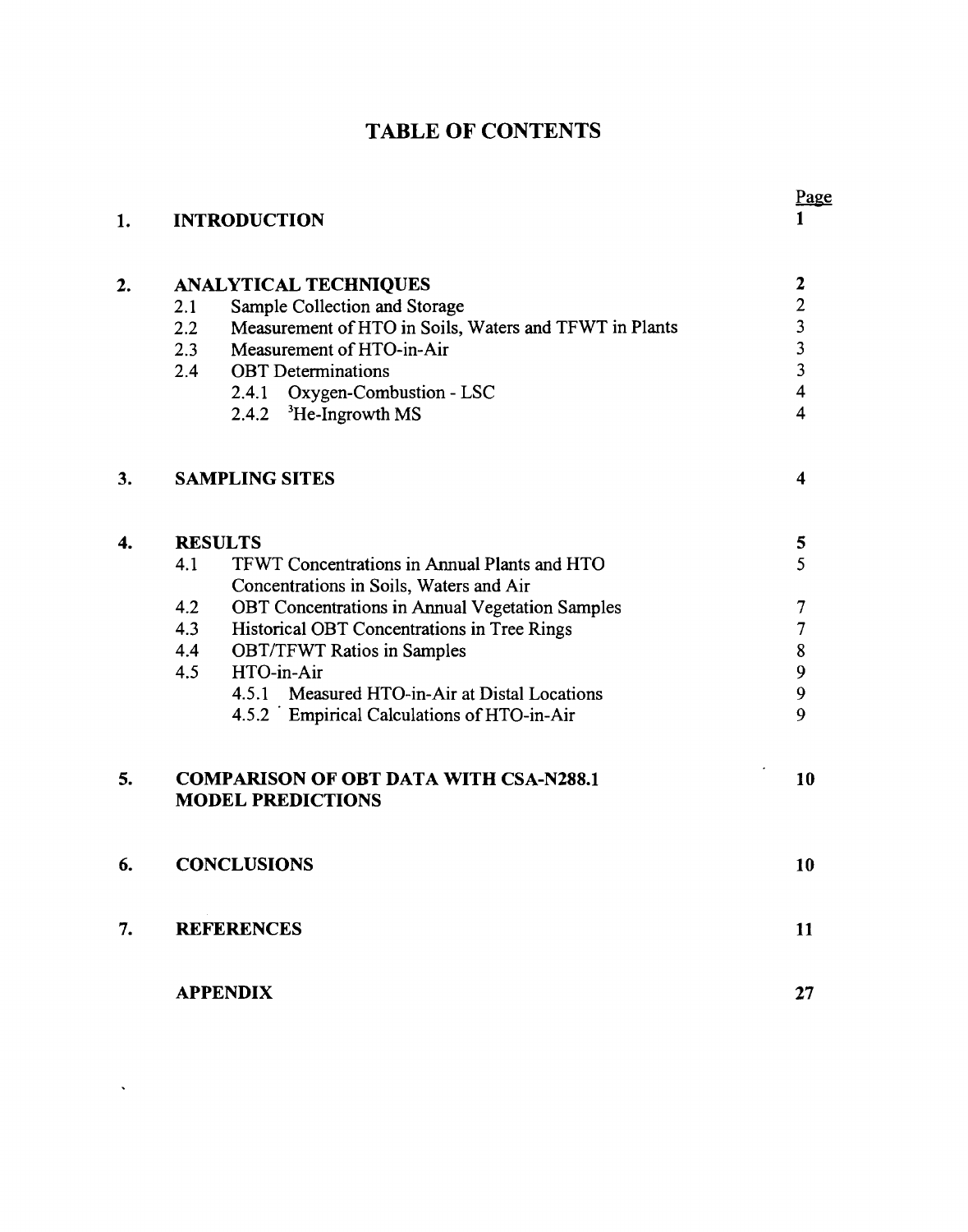# TABLE OF CONTENTS

| | | Page |
|---|---|---|
| 1. | **INTRODUCTION** | **1** |
| 2. | **ANALYTICAL TECHNIQUES** | **2** |
| | 2.1 Sample Collection and Storage | 2 |
| | 2.2 Measurement of HTO in Soils, Waters and TFWT in Plants | 3 |
| | 2.3 Measurement of HTO-in-Air | 3 |
| | 2.4 OBT Determinations | 3 |
| | 2.4.1 Oxygen-Combustion - LSC | 4 |
| | 2.4.2 $^3$He-Ingrowth MS | 4 |
| 3. | **SAMPLING SITES** | **4** |
| 4. | **RESULTS** | **5** |
| | 4.1 TFWT Concentrations in Annual Plants and HTO Concentrations in Soils, Waters and Air | 5 |
| | 4.2 OBT Concentrations in Annual Vegetation Samples | 7 |
| | 4.3 Historical OBT Concentrations in Tree Rings | 7 |
| | 4.4 OBT/TFWT Ratios in Samples | 8 |
| | 4.5 HTO-in-Air | 9 |
| | 4.5.1 Measured HTO-in-Air at Distal Locations | 9 |
| | 4.5.2 Empirical Calculations of HTO-in-Air | 9 |
| 5. | **COMPARISON OF OBT DATA WITH CSA-N288.1 MODEL PREDICTIONS** | **10** |
| 6. | **CONCLUSIONS** | **10** |
| 7. | **REFERENCES** | **11** |
| | **APPENDIX** | **27** |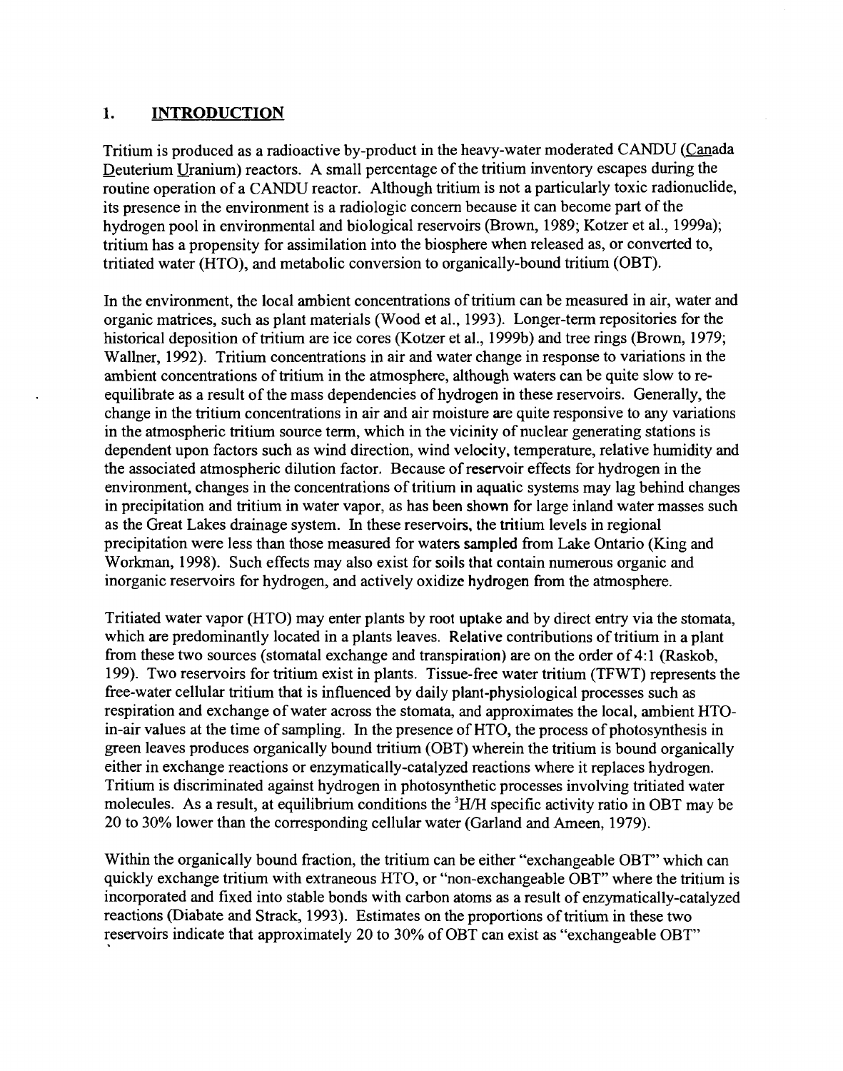## 1. INTRODUCTION

Tritium is produced as a radioactive by-product in the heavy-water moderated CANDU (Canada Deuterium Uranium) reactors. A small percentage of the tritium inventory escapes during the routine operation of a CANDU reactor. Although tritium is not a particularly toxic radionuclide, its presence in the environment is a radiologic concern because it can become part of the hydrogen pool in environmental and biological reservoirs (Brown, 1989; Kotzer et al., 1999a); tritium has a propensity for assimilation into the biosphere when released as, or converted to, tritiated water (HTO), and metabolic conversion to organically-bound tritium (OBT).

In the environment, the local ambient concentrations of tritium can be measured in air, water and organic matrices, such as plant materials (Wood et al., 1993). Longer-term repositories for the historical deposition of tritium are ice cores (Kotzer et al., 1999b) and tree rings (Brown, 1979; Wallner, 1992). Tritium concentrations in air and water change in response to variations in the ambient concentrations of tritium in the atmosphere, although waters can be quite slow to re-equilibrate as a result of the mass dependencies of hydrogen in these reservoirs. Generally, the change in the tritium concentrations in air and air moisture are quite responsive to any variations in the atmospheric tritium source term, which in the vicinity of nuclear generating stations is dependent upon factors such as wind direction, wind velocity, temperature, relative humidity and the associated atmospheric dilution factor. Because of reservoir effects for hydrogen in the environment, changes in the concentrations of tritium in aquatic systems may lag behind changes in precipitation and tritium in water vapor, as has been shown for large inland water masses such as the Great Lakes drainage system. In these reservoirs, the tritium levels in regional precipitation were less than those measured for waters sampled from Lake Ontario (King and Workman, 1998). Such effects may also exist for soils that contain numerous organic and inorganic reservoirs for hydrogen, and actively oxidize hydrogen from the atmosphere.

Tritiated water vapor (HTO) may enter plants by root uptake and by direct entry via the stomata, which are predominantly located in a plants leaves. Relative contributions of tritium in a plant from these two sources (stomatal exchange and transpiration) are on the order of 4:1 (Raskob, 199). Two reservoirs for tritium exist in plants. Tissue-free water tritium (TFWT) represents the free-water cellular tritium that is influenced by daily plant-physiological processes such as respiration and exchange of water across the stomata, and approximates the local, ambient HTO-in-air values at the time of sampling. In the presence of HTO, the process of photosynthesis in green leaves produces organically bound tritium (OBT) wherein the tritium is bound organically either in exchange reactions or enzymatically-catalyzed reactions where it replaces hydrogen. Tritium is discriminated against hydrogen in photosynthetic processes involving tritiated water molecules. As a result, at equilibrium conditions the $^3H/H$ specific activity ratio in OBT may be 20 to 30% lower than the corresponding cellular water (Garland and Ameen, 1979).

Within the organically bound fraction, the tritium can be either "exchangeable OBT" which can quickly exchange tritium with extraneous HTO, or "non-exchangeable OBT" where the tritium is incorporated and fixed into stable bonds with carbon atoms as a result of enzymatically-catalyzed reactions (Diabate and Strack, 1993). Estimates on the proportions of tritium in these two reservoirs indicate that approximately 20 to 30% of OBT can exist as "exchangeable OBT"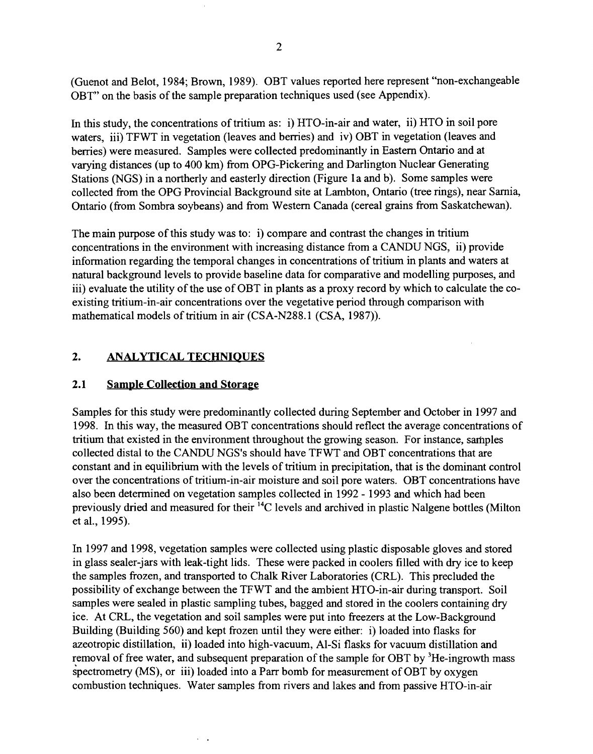(Guenot and Belot, 1984; Brown, 1989). OBT values reported here represent "non-exchangeable OBT" on the basis of the sample preparation techniques used (see Appendix).

In this study, the concentrations of tritium as: i) HTO-in-air and water, ii) HTO in soil pore waters, iii) TFWT in vegetation (leaves and berries) and iv) OBT in vegetation (leaves and berries) were measured. Samples were collected predominantly in Eastern Ontario and at varying distances (up to 400 km) from OPG-Pickering and Darlington Nuclear Generating Stations (NGS) in a northerly and easterly direction (Figure 1a and b). Some samples were collected from the OPG Provincial Background site at Lambton, Ontario (tree rings), near Sarnia, Ontario (from Sombra soybeans) and from Western Canada (cereal grains from Saskatchewan).

The main purpose of this study was to: i) compare and contrast the changes in tritium concentrations in the environment with increasing distance from a CANDU NGS, ii) provide information regarding the temporal changes in concentrations of tritium in plants and waters at natural background levels to provide baseline data for comparative and modelling purposes, and iii) evaluate the utility of the use of OBT in plants as a proxy record by which to calculate the co-existing tritium-in-air concentrations over the vegetative period through comparison with mathematical models of tritium in air (CSA-N288.1 (CSA, 1987)).

## 2. ANALYTICAL TECHNIQUES

### 2.1 Sample Collection and Storage

Samples for this study were predominantly collected during September and October in 1997 and 1998. In this way, the measured OBT concentrations should reflect the average concentrations of tritium that existed in the environment throughout the growing season. For instance, samples collected distal to the CANDU NGS's should have TFWT and OBT concentrations that are constant and in equilibrium with the levels of tritium in precipitation, that is the dominant control over the concentrations of tritium-in-air moisture and soil pore waters. OBT concentrations have also been determined on vegetation samples collected in 1992 - 1993 and which had been previously dried and measured for their $^{14}C$ levels and archived in plastic Nalgene bottles (Milton et al., 1995).

In 1997 and 1998, vegetation samples were collected using plastic disposable gloves and stored in glass sealer-jars with leak-tight lids. These were packed in coolers filled with dry ice to keep the samples frozen, and transported to Chalk River Laboratories (CRL). This precluded the possibility of exchange between the TFWT and the ambient HTO-in-air during transport. Soil samples were sealed in plastic sampling tubes, bagged and stored in the coolers containing dry ice. At CRL, the vegetation and soil samples were put into freezers at the Low-Background Building (Building 560) and kept frozen until they were either: i) loaded into flasks for azeotropic distillation, ii) loaded into high-vacuum, Al-Si flasks for vacuum distillation and removal of free water, and subsequent preparation of the sample for OBT by $^{3}He$-ingrowth mass spectrometry (MS), or iii) loaded into a Parr bomb for measurement of OBT by oxygen combustion techniques. Water samples from rivers and lakes and from passive HTO-in-air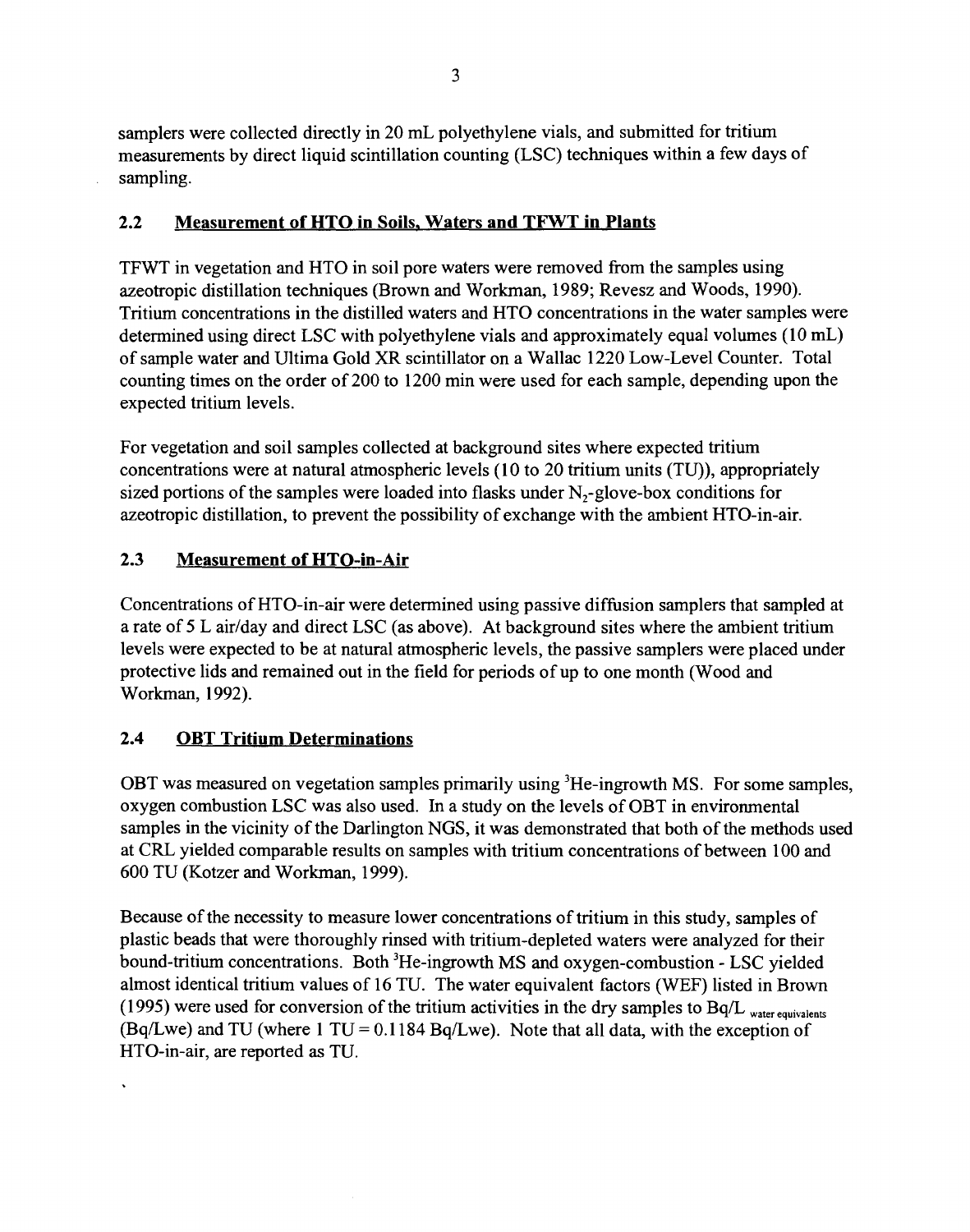samplers were collected directly in 20 mL polyethylene vials, and submitted for tritium measurements by direct liquid scintillation counting (LSC) techniques within a few days of sampling.

## 2.2 Measurement of HTO in Soils, Waters and TFWT in Plants

TFWT in vegetation and HTO in soil pore waters were removed from the samples using azeotropic distillation techniques (Brown and Workman, 1989; Revesz and Woods, 1990). Tritium concentrations in the distilled waters and HTO concentrations in the water samples were determined using direct LSC with polyethylene vials and approximately equal volumes (10 mL) of sample water and Ultima Gold XR scintillator on a Wallac 1220 Low-Level Counter. Total counting times on the order of 200 to 1200 min were used for each sample, depending upon the expected tritium levels.

For vegetation and soil samples collected at background sites where expected tritium concentrations were at natural atmospheric levels (10 to 20 tritium units (TU)), appropriately sized portions of the samples were loaded into flasks under $N_2$-glove-box conditions for azeotropic distillation, to prevent the possibility of exchange with the ambient HTO-in-air.

## 2.3 Measurement of HTO-in-Air

Concentrations of HTO-in-air were determined using passive diffusion samplers that sampled at a rate of 5 L air/day and direct LSC (as above). At background sites where the ambient tritium levels were expected to be at natural atmospheric levels, the passive samplers were placed under protective lids and remained out in the field for periods of up to one month (Wood and Workman, 1992).

## 2.4 OBT Tritium Determinations

OBT was measured on vegetation samples primarily using $^3$He-ingrowth MS. For some samples, oxygen combustion LSC was also used. In a study on the levels of OBT in environmental samples in the vicinity of the Darlington NGS, it was demonstrated that both of the methods used at CRL yielded comparable results on samples with tritium concentrations of between 100 and 600 TU (Kotzer and Workman, 1999).

Because of the necessity to measure lower concentrations of tritium in this study, samples of plastic beads that were thoroughly rinsed with tritium-depleted waters were analyzed for their bound-tritium concentrations. Both $^3$He-ingrowth MS and oxygen-combustion - LSC yielded almost identical tritium values of 16 TU. The water equivalent factors (WEF) listed in Brown (1995) were used for conversion of the tritium activities in the dry samples to $Bq/L_{\text{water equivalents}}$ (Bq/Lwe) and TU (where 1 TU = 0.1184 Bq/Lwe). Note that all data, with the exception of HTO-in-air, are reported as TU.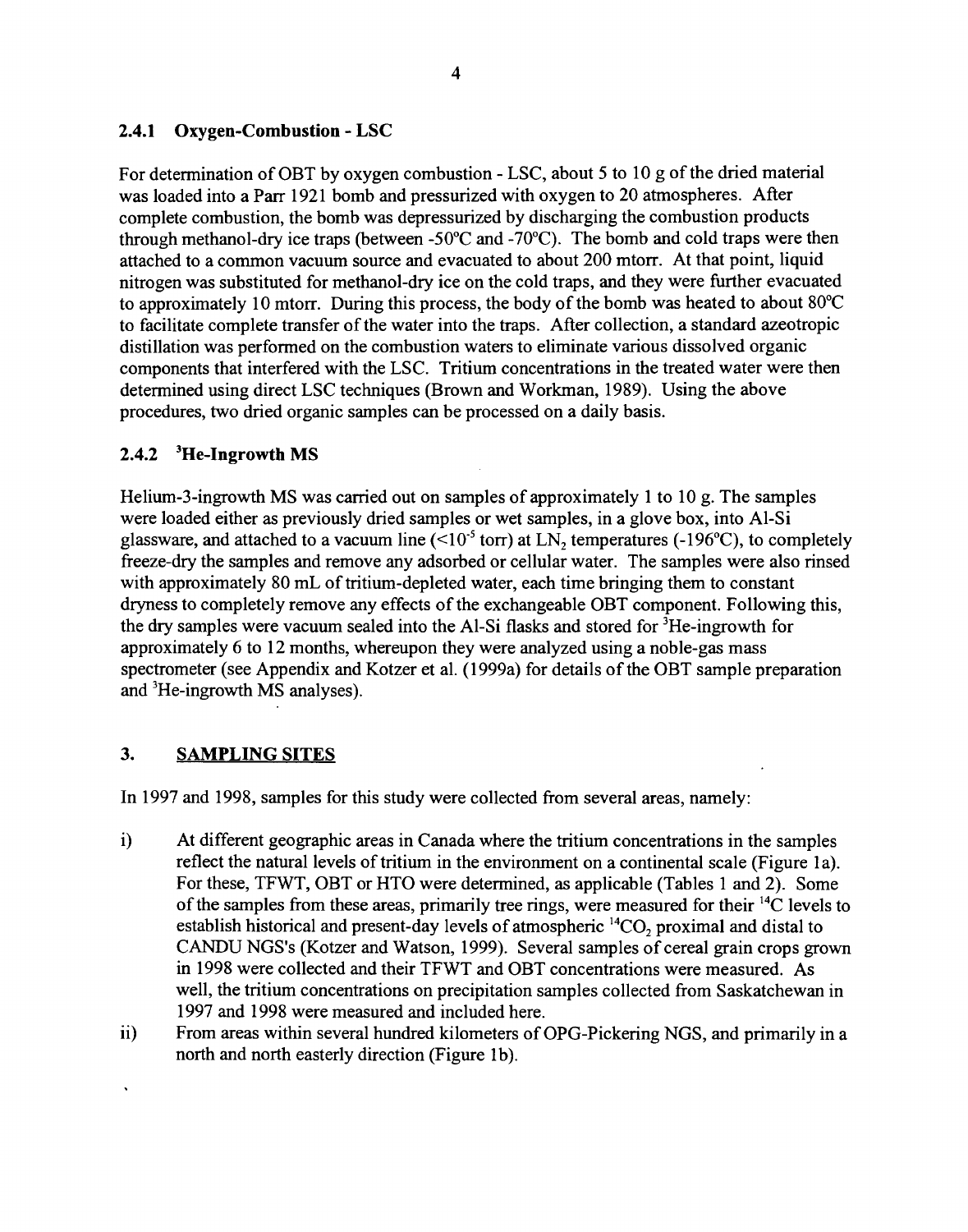### 2.4.1 Oxygen-Combustion - LSC

For determination of OBT by oxygen combustion - LSC, about 5 to 10 g of the dried material was loaded into a Parr 1921 bomb and pressurized with oxygen to 20 atmospheres. After complete combustion, the bomb was depressurized by discharging the combustion products through methanol-dry ice traps (between -50°C and -70°C). The bomb and cold traps were then attached to a common vacuum source and evacuated to about 200 mtorr. At that point, liquid nitrogen was substituted for methanol-dry ice on the cold traps, and they were further evacuated to approximately 10 mtorr. During this process, the body of the bomb was heated to about 80°C to facilitate complete transfer of the water into the traps. After collection, a standard azeotropic distillation was performed on the combustion waters to eliminate various dissolved organic components that interfered with the LSC. Tritium concentrations in the treated water were then determined using direct LSC techniques (Brown and Workman, 1989). Using the above procedures, two dried organic samples can be processed on a daily basis.

### 2.4.2 $^{3}$He-Ingrowth MS

Helium-3-ingrowth MS was carried out on samples of approximately 1 to 10 g. The samples were loaded either as previously dried samples or wet samples, in a glove box, into Al-Si glassware, and attached to a vacuum line ($<10^{-5}$ torr) at $LN_2$ temperatures (-196°C), to completely freeze-dry the samples and remove any adsorbed or cellular water. The samples were also rinsed with approximately 80 mL of tritium-depleted water, each time bringing them to constant dryness to completely remove any effects of the exchangeable OBT component. Following this, the dry samples were vacuum sealed into the Al-Si flasks and stored for $^{3}$He-ingrowth for approximately 6 to 12 months, whereupon they were analyzed using a noble-gas mass spectrometer (see Appendix and Kotzer et al. (1999a) for details of the OBT sample preparation and $^{3}$He-ingrowth MS analyses).

## 3. SAMPLING SITES

In 1997 and 1998, samples for this study were collected from several areas, namely:

i) At different geographic areas in Canada where the tritium concentrations in the samples reflect the natural levels of tritium in the environment on a continental scale (Figure 1a). For these, TFWT, OBT or HTO were determined, as applicable (Tables 1 and 2). Some of the samples from these areas, primarily tree rings, were measured for their $^{14}$C levels to establish historical and present-day levels of atmospheric $^{14}CO_2$ proximal and distal to CANDU NGS's (Kotzer and Watson, 1999). Several samples of cereal grain crops grown in 1998 were collected and their TFWT and OBT concentrations were measured. As well, the tritium concentrations on precipitation samples collected from Saskatchewan in 1997 and 1998 were measured and included here.

ii) From areas within several hundred kilometers of OPG-Pickering NGS, and primarily in a north and north easterly direction (Figure 1b).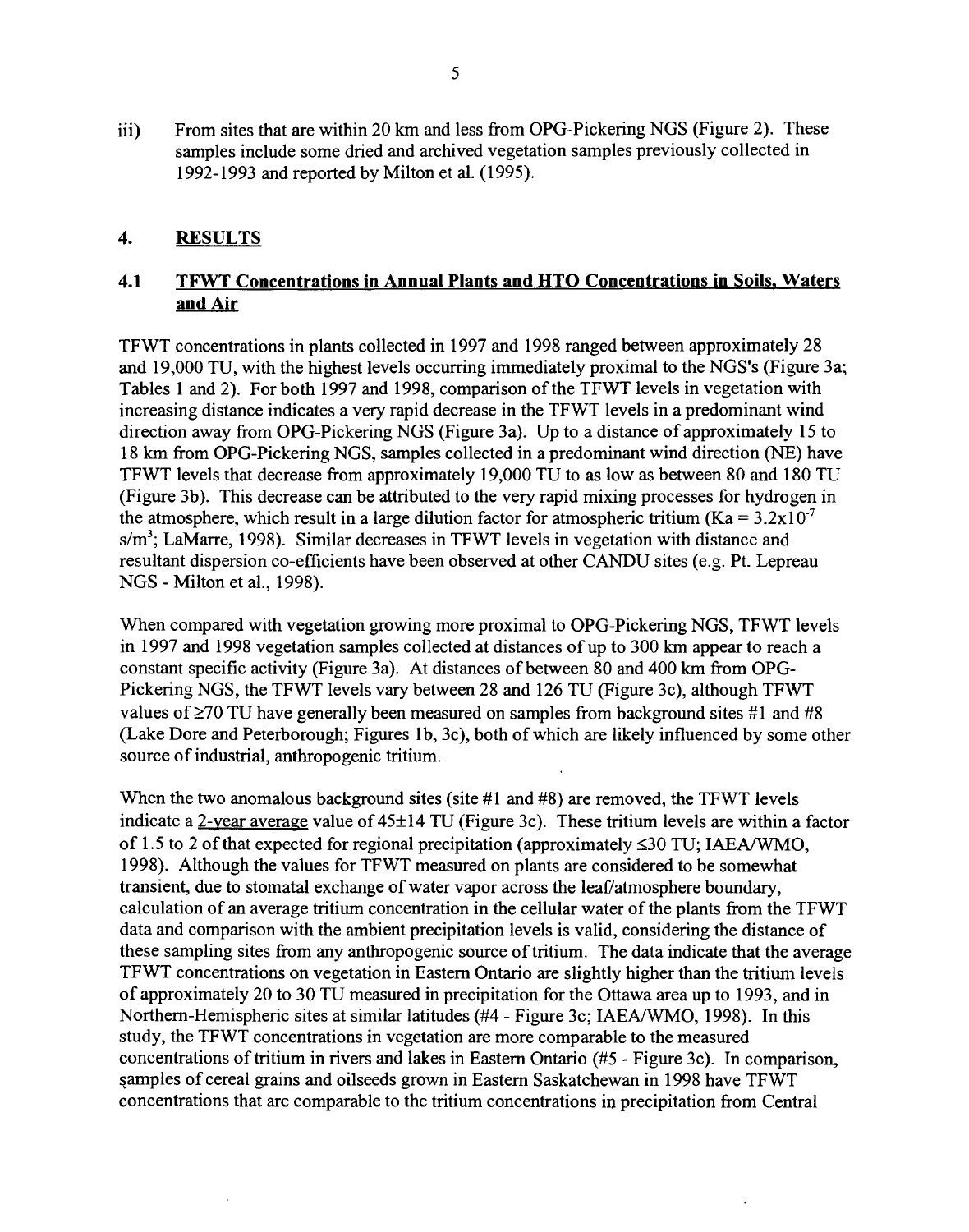iii) From sites that are within 20 km and less from OPG-Pickering NGS (Figure 2). These samples include some dried and archived vegetation samples previously collected in 1992-1993 and reported by Milton et al. (1995).

## 4. RESULTS

### 4.1 TFWT Concentrations in Annual Plants and HTO Concentrations in Soils, Waters and Air

TFWT concentrations in plants collected in 1997 and 1998 ranged between approximately 28 and 19,000 TU, with the highest levels occurring immediately proximal to the NGS's (Figure 3a; Tables 1 and 2). For both 1997 and 1998, comparison of the TFWT levels in vegetation with increasing distance indicates a very rapid decrease in the TFWT levels in a predominant wind direction away from OPG-Pickering NGS (Figure 3a). Up to a distance of approximately 15 to 18 km from OPG-Pickering NGS, samples collected in a predominant wind direction (NE) have TFWT levels that decrease from approximately 19,000 TU to as low as between 80 and 180 TU (Figure 3b). This decrease can be attributed to the very rapid mixing processes for hydrogen in the atmosphere, which result in a large dilution factor for atmospheric tritium ($Ka = 3.2x10^{-7}$ $s/m^3$; LaMarre, 1998). Similar decreases in TFWT levels in vegetation with distance and resultant dispersion co-efficients have been observed at other CANDU sites (e.g. Pt. Lepreau NGS - Milton et al., 1998).

When compared with vegetation growing more proximal to OPG-Pickering NGS, TFWT levels in 1997 and 1998 vegetation samples collected at distances of up to 300 km appear to reach a constant specific activity (Figure 3a). At distances of between 80 and 400 km from OPG-Pickering NGS, the TFWT levels vary between 28 and 126 TU (Figure 3c), although TFWT values of ≥70 TU have generally been measured on samples from background sites #1 and #8 (Lake Dore and Peterborough; Figures 1b, 3c), both of which are likely influenced by some other source of industrial, anthropogenic tritium.

When the two anomalous background sites (site #1 and #8) are removed, the TFWT levels indicate a <u>2-year average</u> value of 45±14 TU (Figure 3c). These tritium levels are within a factor of 1.5 to 2 of that expected for regional precipitation (approximately ≤30 TU; IAEA/WMO, 1998). Although the values for TFWT measured on plants are considered to be somewhat transient, due to stomatal exchange of water vapor across the leaf/atmosphere boundary, calculation of an average tritium concentration in the cellular water of the plants from the TFWT data and comparison with the ambient precipitation levels is valid, considering the distance of these sampling sites from any anthropogenic source of tritium. The data indicate that the average TFWT concentrations on vegetation in Eastern Ontario are slightly higher than the tritium levels of approximately 20 to 30 TU measured in precipitation for the Ottawa area up to 1993, and in Northern-Hemispheric sites at similar latitudes (#4 - Figure 3c; IAEA/WMO, 1998). In this study, the TFWT concentrations in vegetation are more comparable to the measured concentrations of tritium in rivers and lakes in Eastern Ontario (#5 - Figure 3c). In comparison, samples of cereal grains and oilseeds grown in Eastern Saskatchewan in 1998 have TFWT concentrations that are comparable to the tritium concentrations in precipitation from Central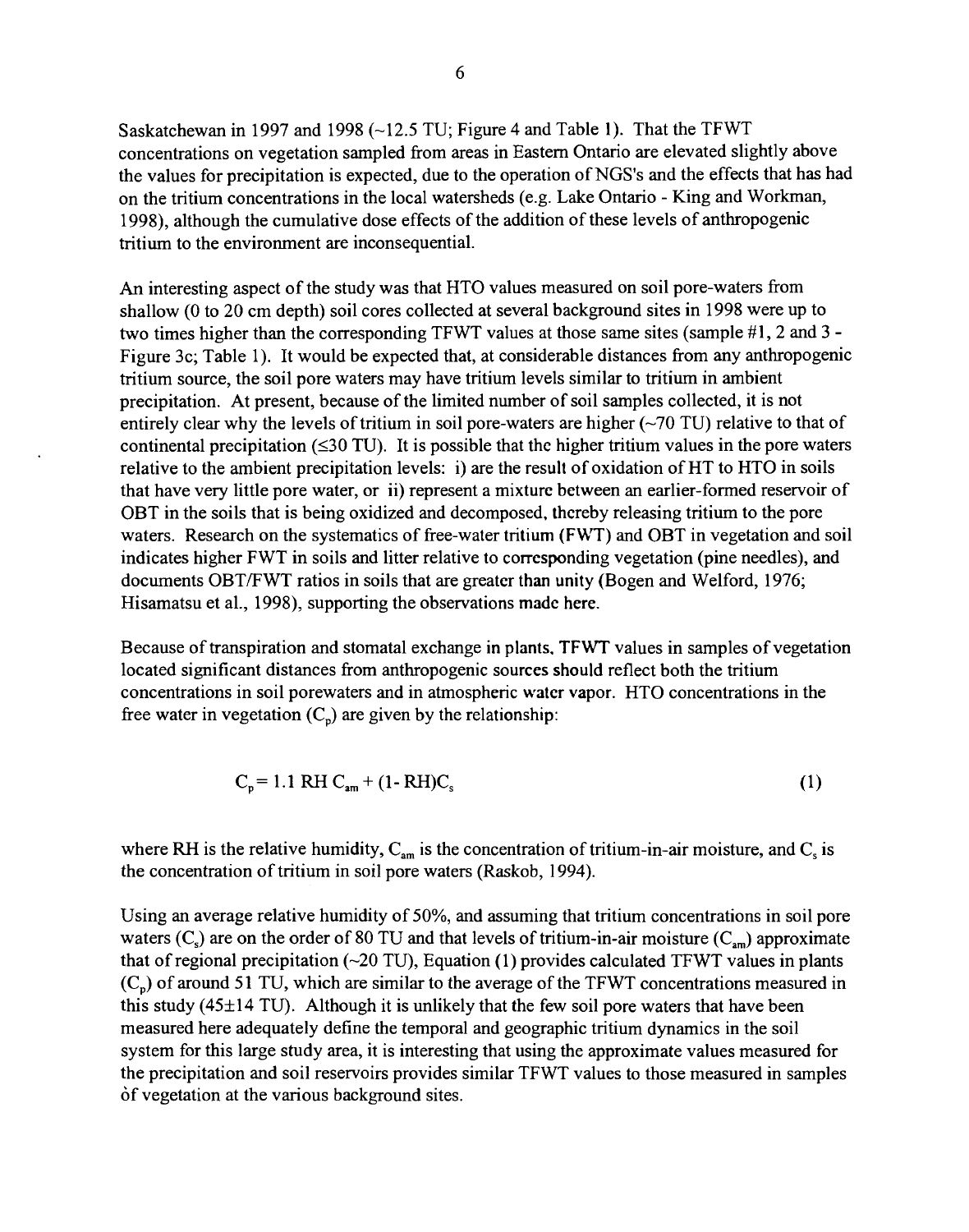Saskatchewan in 1997 and 1998 (~12.5 TU; Figure 4 and Table 1). That the TFWT concentrations on vegetation sampled from areas in Eastern Ontario are elevated slightly above the values for precipitation is expected, due to the operation of NGS's and the effects that has had on the tritium concentrations in the local watersheds (e.g. Lake Ontario - King and Workman, 1998), although the cumulative dose effects of the addition of these levels of anthropogenic tritium to the environment are inconsequential.

An interesting aspect of the study was that HTO values measured on soil pore-waters from shallow (0 to 20 cm depth) soil cores collected at several background sites in 1998 were up to two times higher than the corresponding TFWT values at those same sites (sample #1, 2 and 3 - Figure 3c; Table 1). It would be expected that, at considerable distances from any anthropogenic tritium source, the soil pore waters may have tritium levels similar to tritium in ambient precipitation. At present, because of the limited number of soil samples collected, it is not entirely clear why the levels of tritium in soil pore-waters are higher (~70 TU) relative to that of continental precipitation (≤30 TU). It is possible that the higher tritium values in the pore waters relative to the ambient precipitation levels: i) are the result of oxidation of HT to HTO in soils that have very little pore water, or ii) represent a mixture between an earlier-formed reservoir of OBT in the soils that is being oxidized and decomposed, thereby releasing tritium to the pore waters. Research on the systematics of free-water tritium (FWT) and OBT in vegetation and soil indicates higher FWT in soils and litter relative to corresponding vegetation (pine needles), and documents OBT/FWT ratios in soils that are greater than unity (Bogen and Welford, 1976; Hisamatsu et al., 1998), supporting the observations made here.

Because of transpiration and stomatal exchange in plants, TFWT values in samples of vegetation located significant distances from anthropogenic sources should reflect both the tritium concentrations in soil porewaters and in atmospheric water vapor. HTO concentrations in the free water in vegetation ($C_p$) are given by the relationship:

$$C_p = 1.1 \text{ RH } C_{am} + (1 - \text{RH})C_s \tag{1}$$

where RH is the relative humidity, $C_{am}$ is the concentration of tritium-in-air moisture, and $C_s$ is the concentration of tritium in soil pore waters (Raskob, 1994).

Using an average relative humidity of 50%, and assuming that tritium concentrations in soil pore waters ($C_s$) are on the order of 80 TU and that levels of tritium-in-air moisture ($C_{am}$) approximate that of regional precipitation (~20 TU), Equation (1) provides calculated TFWT values in plants ($C_p$) of around 51 TU, which are similar to the average of the TFWT concentrations measured in this study (45±14 TU). Although it is unlikely that the few soil pore waters that have been measured here adequately define the temporal and geographic tritium dynamics in the soil system for this large study area, it is interesting that using the approximate values measured for the precipitation and soil reservoirs provides similar TFWT values to those measured in samples of vegetation at the various background sites.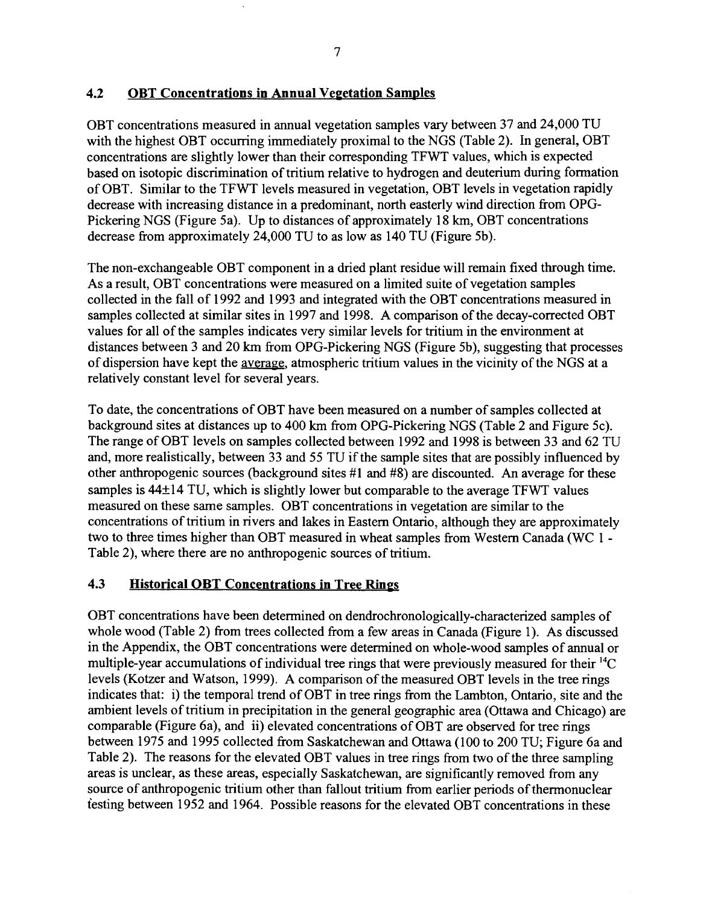## 4.2 OBT Concentrations in Annual Vegetation Samples

OBT concentrations measured in annual vegetation samples vary between 37 and 24,000 TU with the highest OBT occurring immediately proximal to the NGS (Table 2). In general, OBT concentrations are slightly lower than their corresponding TFWT values, which is expected based on isotopic discrimination of tritium relative to hydrogen and deuterium during formation of OBT. Similar to the TFWT levels measured in vegetation, OBT levels in vegetation rapidly decrease with increasing distance in a predominant, north easterly wind direction from OPG-Pickering NGS (Figure 5a). Up to distances of approximately 18 km, OBT concentrations decrease from approximately 24,000 TU to as low as 140 TU (Figure 5b).

The non-exchangeable OBT component in a dried plant residue will remain fixed through time. As a result, OBT concentrations were measured on a limited suite of vegetation samples collected in the fall of 1992 and 1993 and integrated with the OBT concentrations measured in samples collected at similar sites in 1997 and 1998. A comparison of the decay-corrected OBT values for all of the samples indicates very similar levels for tritium in the environment at distances between 3 and 20 km from OPG-Pickering NGS (Figure 5b), suggesting that processes of dispersion have kept the <u>average</u>, atmospheric tritium values in the vicinity of the NGS at a relatively constant level for several years.

To date, the concentrations of OBT have been measured on a number of samples collected at background sites at distances up to 400 km from OPG-Pickering NGS (Table 2 and Figure 5c). The range of OBT levels on samples collected between 1992 and 1998 is between 33 and 62 TU and, more realistically, between 33 and 55 TU if the sample sites that are possibly influenced by other anthropogenic sources (background sites #1 and #8) are discounted. An average for these samples is 44±14 TU, which is slightly lower but comparable to the average TFWT values measured on these same samples. OBT concentrations in vegetation are similar to the concentrations of tritium in rivers and lakes in Eastern Ontario, although they are approximately two to three times higher than OBT measured in wheat samples from Western Canada (WC 1 - Table 2), where there are no anthropogenic sources of tritium.

## 4.3 Historical OBT Concentrations in Tree Rings

OBT concentrations have been determined on dendrochronologically-characterized samples of whole wood (Table 2) from trees collected from a few areas in Canada (Figure 1). As discussed in the Appendix, the OBT concentrations were determined on whole-wood samples of annual or multiple-year accumulations of individual tree rings that were previously measured for their $^{14}C$ levels (Kotzer and Watson, 1999). A comparison of the measured OBT levels in the tree rings indicates that: i) the temporal trend of OBT in tree rings from the Lambton, Ontario, site and the ambient levels of tritium in precipitation in the general geographic area (Ottawa and Chicago) are comparable (Figure 6a), and ii) elevated concentrations of OBT are observed for tree rings between 1975 and 1995 collected from Saskatchewan and Ottawa (100 to 200 TU; Figure 6a and Table 2). The reasons for the elevated OBT values in tree rings from two of the three sampling areas is unclear, as these areas, especially Saskatchewan, are significantly removed from any source of anthropogenic tritium other than fallout tritium from earlier periods of thermonuclear testing between 1952 and 1964. Possible reasons for the elevated OBT concentrations in these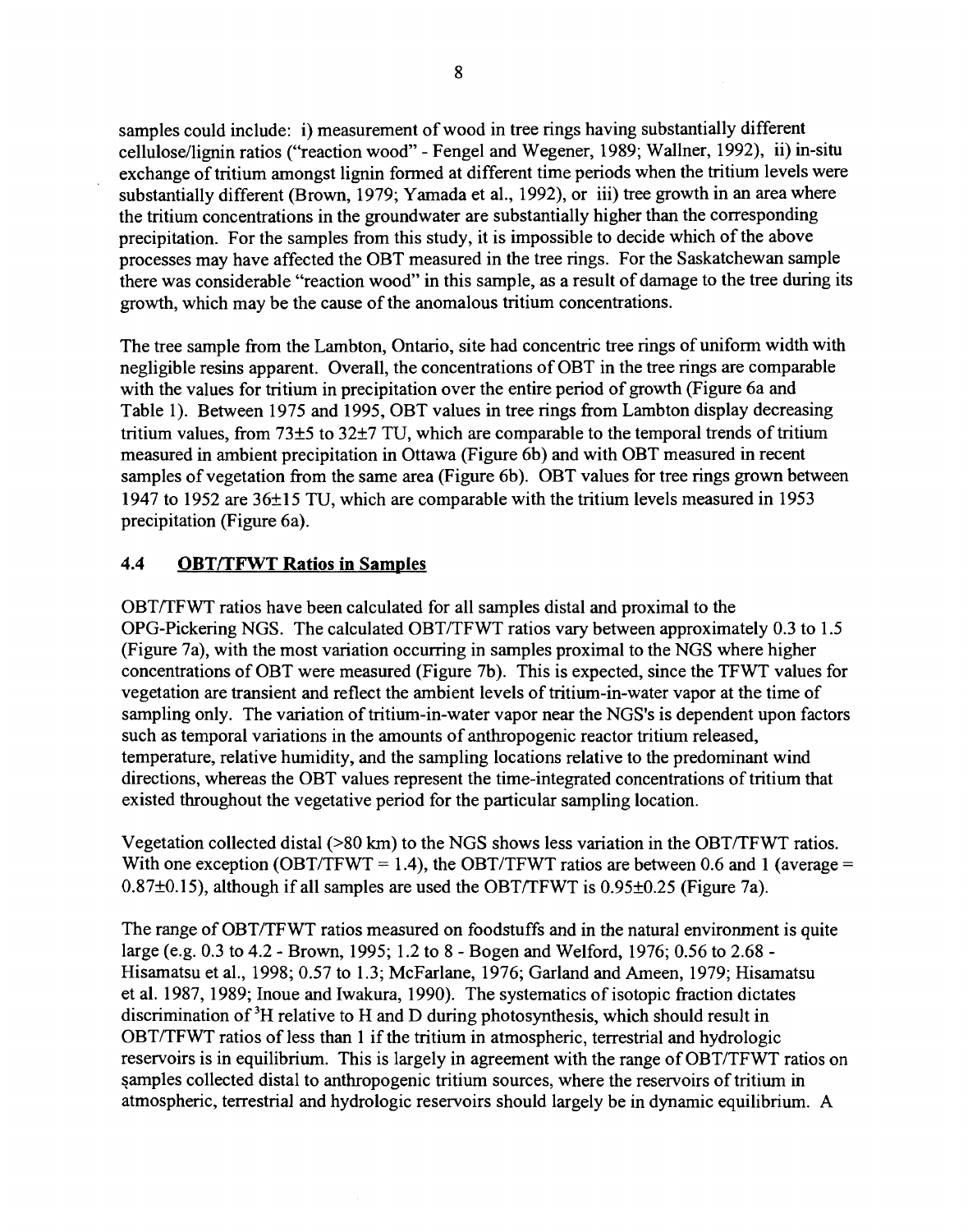samples could include: i) measurement of wood in tree rings having substantially different cellulose/lignin ratios ("reaction wood" - Fengel and Wegener, 1989; Wallner, 1992), ii) in-situ exchange of tritium amongst lignin formed at different time periods when the tritium levels were substantially different (Brown, 1979; Yamada et al., 1992), or iii) tree growth in an area where the tritium concentrations in the groundwater are substantially higher than the corresponding precipitation. For the samples from this study, it is impossible to decide which of the above processes may have affected the OBT measured in the tree rings. For the Saskatchewan sample there was considerable "reaction wood" in this sample, as a result of damage to the tree during its growth, which may be the cause of the anomalous tritium concentrations.

The tree sample from the Lambton, Ontario, site had concentric tree rings of uniform width with negligible resins apparent. Overall, the concentrations of OBT in the tree rings are comparable with the values for tritium in precipitation over the entire period of growth (Figure 6a and Table 1). Between 1975 and 1995, OBT values in tree rings from Lambton display decreasing tritium values, from 73±5 to 32±7 TU, which are comparable to the temporal trends of tritium measured in ambient precipitation in Ottawa (Figure 6b) and with OBT measured in recent samples of vegetation from the same area (Figure 6b). OBT values for tree rings grown between 1947 to 1952 are 36±15 TU, which are comparable with the tritium levels measured in 1953 precipitation (Figure 6a).

### 4.4 OBT/TFWT Ratios in Samples

OBT/TFWT ratios have been calculated for all samples distal and proximal to the OPG-Pickering NGS. The calculated OBT/TFWT ratios vary between approximately 0.3 to 1.5 (Figure 7a), with the most variation occurring in samples proximal to the NGS where higher concentrations of OBT were measured (Figure 7b). This is expected, since the TFWT values for vegetation are transient and reflect the ambient levels of tritium-in-water vapor at the time of sampling only. The variation of tritium-in-water vapor near the NGS's is dependent upon factors such as temporal variations in the amounts of anthropogenic reactor tritium released, temperature, relative humidity, and the sampling locations relative to the predominant wind directions, whereas the OBT values represent the time-integrated concentrations of tritium that existed throughout the vegetative period for the particular sampling location.

Vegetation collected distal (>80 km) to the NGS shows less variation in the OBT/TFWT ratios. With one exception (OBT/TFWT = 1.4), the OBT/TFWT ratios are between 0.6 and 1 (average = 0.87±0.15), although if all samples are used the OBT/TFWT is 0.95±0.25 (Figure 7a).

The range of OBT/TFWT ratios measured on foodstuffs and in the natural environment is quite large (e.g. 0.3 to 4.2 - Brown, 1995; 1.2 to 8 - Bogen and Welford, 1976; 0.56 to 2.68 - Hisamatsu et al., 1998; 0.57 to 1.3; McFarlane, 1976; Garland and Ameen, 1979; Hisamatsu et al. 1987, 1989; Inoue and Iwakura, 1990). The systematics of isotopic fraction dictates discrimination of $^{3}H$ relative to H and D during photosynthesis, which should result in OBT/TFWT ratios of less than 1 if the tritium in atmospheric, terrestrial and hydrologic reservoirs is in equilibrium. This is largely in agreement with the range of OBT/TFWT ratios on samples collected distal to anthropogenic tritium sources, where the reservoirs of tritium in atmospheric, terrestrial and hydrologic reservoirs should largely be in dynamic equilibrium. A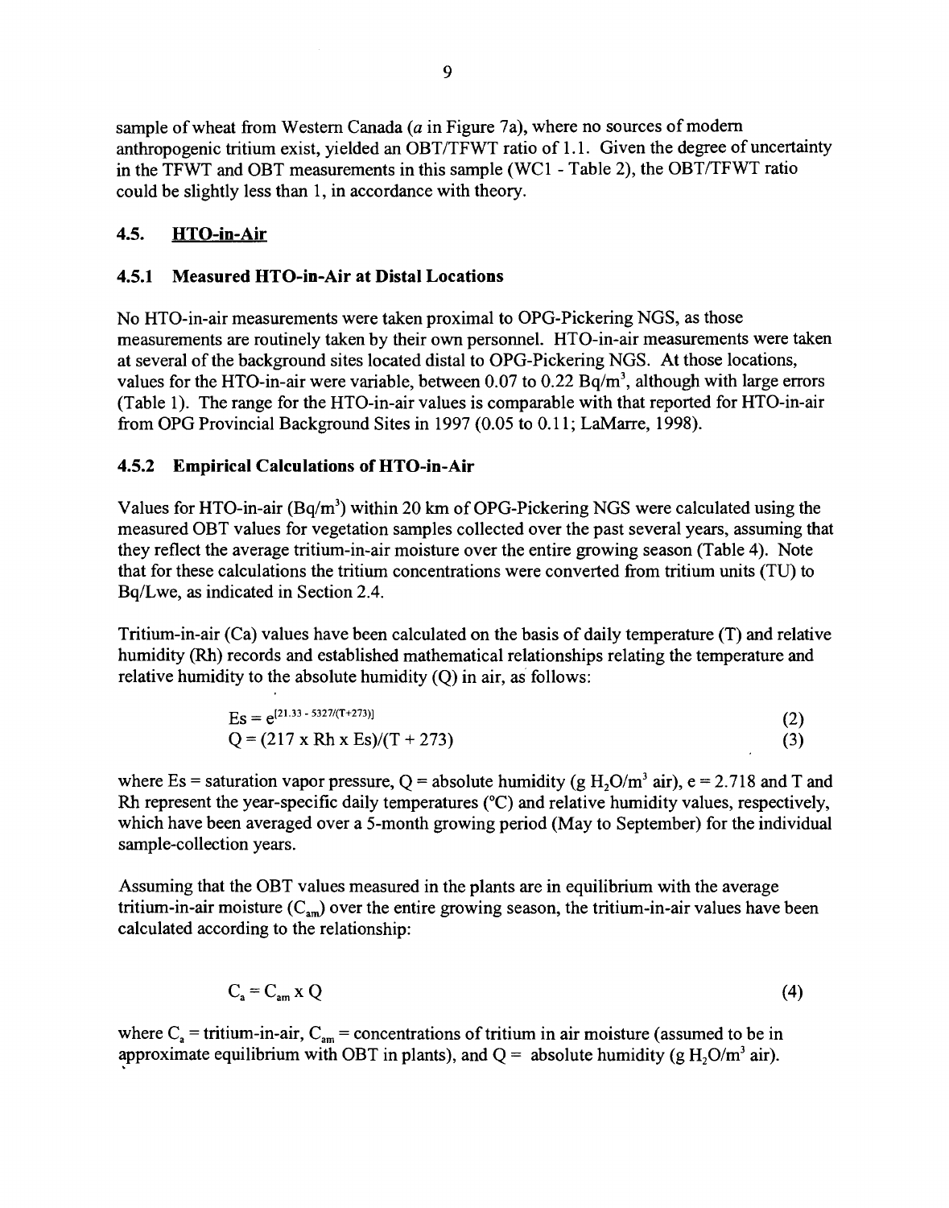sample of wheat from Western Canada (*a* in Figure 7a), where no sources of modern anthropogenic tritium exist, yielded an OBT/TFWT ratio of 1.1. Given the degree of uncertainty in the TFWT and OBT measurements in this sample (WC1 - Table 2), the OBT/TFWT ratio could be slightly less than 1, in accordance with theory.

## 4.5. HTO-in-Air

### 4.5.1 Measured HTO-in-Air at Distal Locations

No HTO-in-air measurements were taken proximal to OPG-Pickering NGS, as those measurements are routinely taken by their own personnel. HTO-in-air measurements were taken at several of the background sites located distal to OPG-Pickering NGS. At those locations, values for the HTO-in-air were variable, between 0.07 to 0.22 Bq/m$^3$, although with large errors (Table 1). The range for the HTO-in-air values is comparable with that reported for HTO-in-air from OPG Provincial Background Sites in 1997 (0.05 to 0.11; LaMarre, 1998).

### 4.5.2 Empirical Calculations of HTO-in-Air

Values for HTO-in-air (Bq/m$^3$) within 20 km of OPG-Pickering NGS were calculated using the measured OBT values for vegetation samples collected over the past several years, assuming that they reflect the average tritium-in-air moisture over the entire growing season (Table 4). Note that for these calculations the tritium concentrations were converted from tritium units (TU) to Bq/Lwe, as indicated in Section 2.4.

Tritium-in-air (Ca) values have been calculated on the basis of daily temperature (T) and relative humidity (Rh) records and established mathematical relationships relating the temperature and relative humidity to the absolute humidity (Q) in air, as follows:

$$Es = e^{[21.33 - 5327/(T+273)]} \quad (2)$$

$$Q = (217 \times Rh \times Es)/(T + 273) \quad (3)$$

where Es = saturation vapor pressure, Q = absolute humidity (g $H_2O$/m$^3$ air), e = 2.718 and T and Rh represent the year-specific daily temperatures (°C) and relative humidity values, respectively, which have been averaged over a 5-month growing period (May to September) for the individual sample-collection years.

Assuming that the OBT values measured in the plants are in equilibrium with the average tritium-in-air moisture ($C_{am}$) over the entire growing season, the tritium-in-air values have been calculated according to the relationship:

$$C_a = C_{am} \times Q \quad (4)$$

where $C_a$ = tritium-in-air, $C_{am}$ = concentrations of tritium in air moisture (assumed to be in approximate equilibrium with OBT in plants), and Q = absolute humidity (g $H_2O$/m$^3$ air).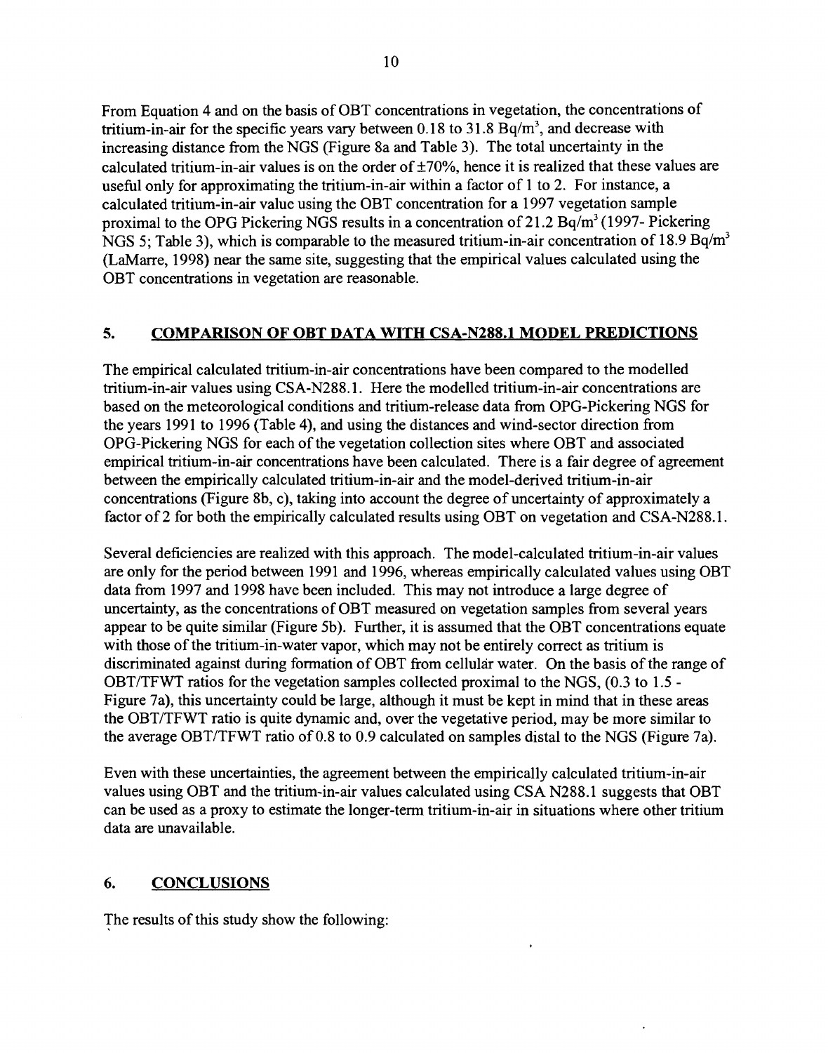From Equation 4 and on the basis of OBT concentrations in vegetation, the concentrations of tritium-in-air for the specific years vary between 0.18 to 31.8 Bq/m$^3$, and decrease with increasing distance from the NGS (Figure 8a and Table 3). The total uncertainty in the calculated tritium-in-air values is on the order of ±70%, hence it is realized that these values are useful only for approximating the tritium-in-air within a factor of 1 to 2. For instance, a calculated tritium-in-air value using the OBT concentration for a 1997 vegetation sample proximal to the OPG Pickering NGS results in a concentration of 21.2 Bq/m$^3$ (1997- Pickering NGS 5; Table 3), which is comparable to the measured tritium-in-air concentration of 18.9 Bq/m$^3$ (LaMarre, 1998) near the same site, suggesting that the empirical values calculated using the OBT concentrations in vegetation are reasonable.

## 5. COMPARISON OF OBT DATA WITH CSA-N288.1 MODEL PREDICTIONS

The empirical calculated tritium-in-air concentrations have been compared to the modelled tritium-in-air values using CSA-N288.1. Here the modelled tritium-in-air concentrations are based on the meteorological conditions and tritium-release data from OPG-Pickering NGS for the years 1991 to 1996 (Table 4), and using the distances and wind-sector direction from OPG-Pickering NGS for each of the vegetation collection sites where OBT and associated empirical tritium-in-air concentrations have been calculated. There is a fair degree of agreement between the empirically calculated tritium-in-air and the model-derived tritium-in-air concentrations (Figure 8b, c), taking into account the degree of uncertainty of approximately a factor of 2 for both the empirically calculated results using OBT on vegetation and CSA-N288.1.

Several deficiencies are realized with this approach. The model-calculated tritium-in-air values are only for the period between 1991 and 1996, whereas empirically calculated values using OBT data from 1997 and 1998 have been included. This may not introduce a large degree of uncertainty, as the concentrations of OBT measured on vegetation samples from several years appear to be quite similar (Figure 5b). Further, it is assumed that the OBT concentrations equate with those of the tritium-in-water vapor, which may not be entirely correct as tritium is discriminated against during formation of OBT from cellular water. On the basis of the range of OBT/TFWT ratios for the vegetation samples collected proximal to the NGS, (0.3 to 1.5 - Figure 7a), this uncertainty could be large, although it must be kept in mind that in these areas the OBT/TFWT ratio is quite dynamic and, over the vegetative period, may be more similar to the average OBT/TFWT ratio of 0.8 to 0.9 calculated on samples distal to the NGS (Figure 7a).

Even with these uncertainties, the agreement between the empirically calculated tritium-in-air values using OBT and the tritium-in-air values calculated using CSA N288.1 suggests that OBT can be used as a proxy to estimate the longer-term tritium-in-air in situations where other tritium data are unavailable.

## 6. CONCLUSIONS

The results of this study show the following: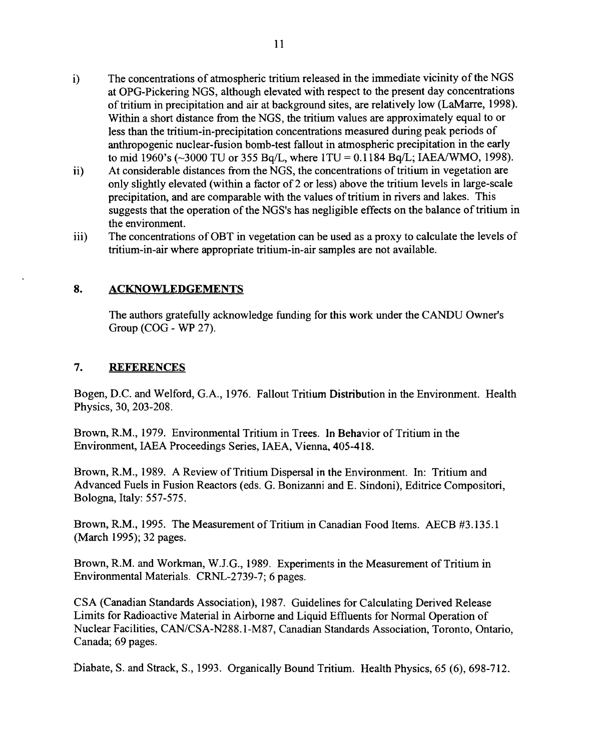i) The concentrations of atmospheric tritium released in the immediate vicinity of the NGS at OPG-Pickering NGS, although elevated with respect to the present day concentrations of tritium in precipitation and air at background sites, are relatively low (LaMarre, 1998). Within a short distance from the NGS, the tritium values are approximately equal to or less than the tritium-in-precipitation concentrations measured during peak periods of anthropogenic nuclear-fusion bomb-test fallout in atmospheric precipitation in the early to mid 1960's (~3000 TU or 355 Bq/L, where 1TU = 0.1184 Bq/L; IAEA/WMO, 1998).

ii) At considerable distances from the NGS, the concentrations of tritium in vegetation are only slightly elevated (within a factor of 2 or less) above the tritium levels in large-scale precipitation, and are comparable with the values of tritium in rivers and lakes. This suggests that the operation of the NGS's has negligible effects on the balance of tritium in the environment.

iii) The concentrations of OBT in vegetation can be used as a proxy to calculate the levels of tritium-in-air where appropriate tritium-in-air samples are not available.

## 8. ACKNOWLEDGEMENTS

The authors gratefully acknowledge funding for this work under the CANDU Owner's Group (COG - WP 27).

## 7. REFERENCES

Bogen, D.C. and Welford, G.A., 1976. Fallout Tritium Distribution in the Environment. Health Physics, 30, 203-208.

Brown, R.M., 1979. Environmental Tritium in Trees. In Behavior of Tritium in the Environment, IAEA Proceedings Series, IAEA, Vienna, 405-418.

Brown, R.M., 1989. A Review of Tritium Dispersal in the Environment. In: Tritium and Advanced Fuels in Fusion Reactors (eds. G. Bonizanni and E. Sindoni), Editrice Compositori, Bologna, Italy: 557-575.

Brown, R.M., 1995. The Measurement of Tritium in Canadian Food Items. AECB #3.135.1 (March 1995); 32 pages.

Brown, R.M. and Workman, W.J.G., 1989. Experiments in the Measurement of Tritium in Environmental Materials. CRNL-2739-7; 6 pages.

CSA (Canadian Standards Association), 1987. Guidelines for Calculating Derived Release Limits for Radioactive Material in Airborne and Liquid Effluents for Normal Operation of Nuclear Facilities, CAN/CSA-N288.1-M87, Canadian Standards Association, Toronto, Ontario, Canada; 69 pages.

Diabate, S. and Strack, S., 1993. Organically Bound Tritium. Health Physics, 65 (6), 698-712.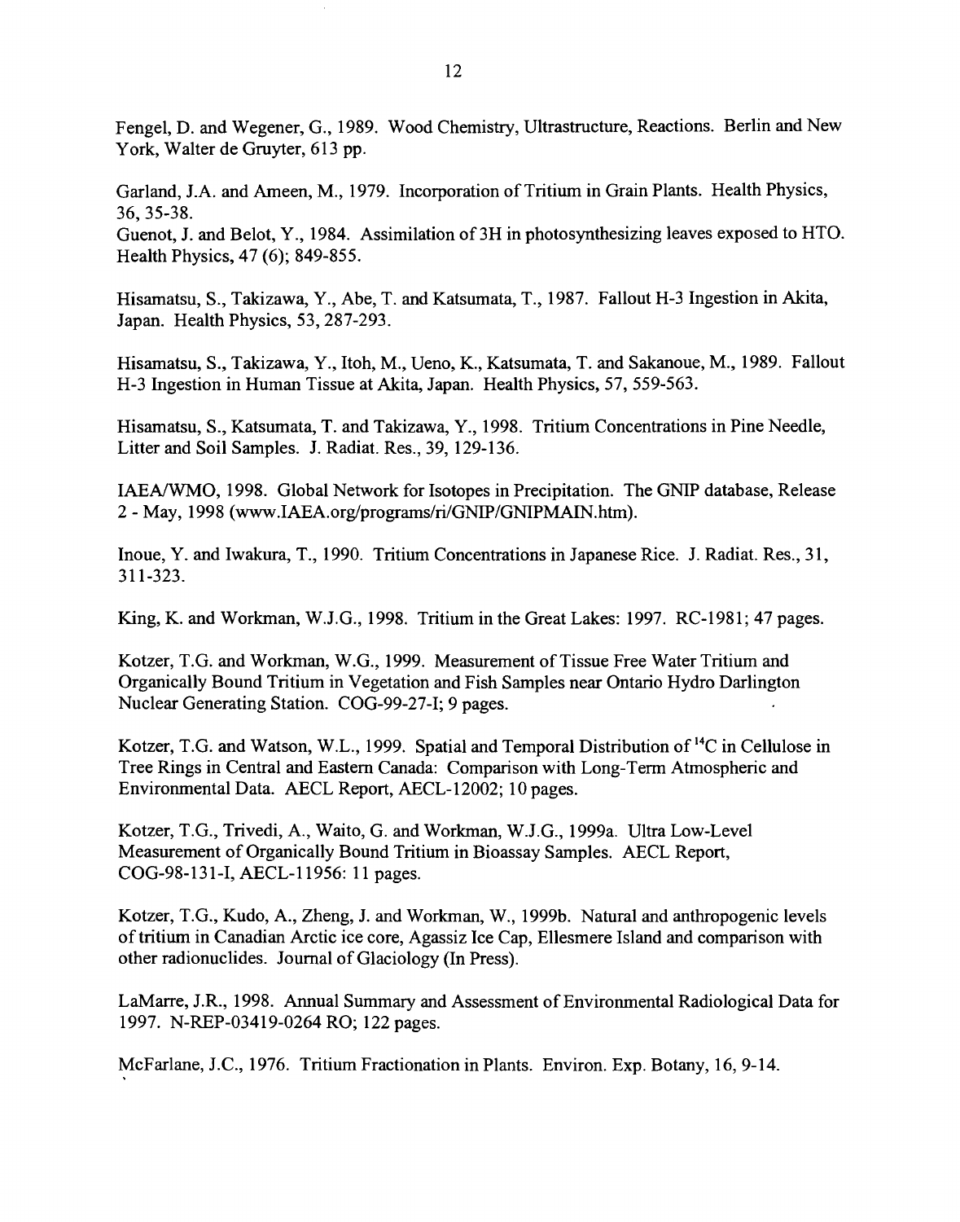Fengel, D. and Wegener, G., 1989. Wood Chemistry, Ultrastructure, Reactions. Berlin and New York, Walter de Gruyter, 613 pp.

Garland, J.A. and Ameen, M., 1979. Incorporation of Tritium in Grain Plants. Health Physics, 36, 35-38.

Guenot, J. and Belot, Y., 1984. Assimilation of 3H in photosynthesizing leaves exposed to HTO. Health Physics, 47 (6); 849-855.

Hisamatsu, S., Takizawa, Y., Abe, T. and Katsumata, T., 1987. Fallout H-3 Ingestion in Akita, Japan. Health Physics, 53, 287-293.

Hisamatsu, S., Takizawa, Y., Itoh, M., Ueno, K., Katsumata, T. and Sakanoue, M., 1989. Fallout H-3 Ingestion in Human Tissue at Akita, Japan. Health Physics, 57, 559-563.

Hisamatsu, S., Katsumata, T. and Takizawa, Y., 1998. Tritium Concentrations in Pine Needle, Litter and Soil Samples. J. Radiat. Res., 39, 129-136.

IAEA/WMO, 1998. Global Network for Isotopes in Precipitation. The GNIP database, Release 2 - May, 1998 (www.IAEA.org/programs/ri/GNIP/GNIPMAIN.htm).

Inoue, Y. and Iwakura, T., 1990. Tritium Concentrations in Japanese Rice. J. Radiat. Res., 31, 311-323.

King, K. and Workman, W.J.G., 1998. Tritium in the Great Lakes: 1997. RC-1981; 47 pages.

Kotzer, T.G. and Workman, W.G., 1999. Measurement of Tissue Free Water Tritium and Organically Bound Tritium in Vegetation and Fish Samples near Ontario Hydro Darlington Nuclear Generating Station. COG-99-27-I; 9 pages.

Kotzer, T.G. and Watson, W.L., 1999. Spatial and Temporal Distribution of $^{14}C$ in Cellulose in Tree Rings in Central and Eastern Canada: Comparison with Long-Term Atmospheric and Environmental Data. AECL Report, AECL-12002; 10 pages.

Kotzer, T.G., Trivedi, A., Waito, G. and Workman, W.J.G., 1999a. Ultra Low-Level Measurement of Organically Bound Tritium in Bioassay Samples. AECL Report, COG-98-131-I, AECL-11956: 11 pages.

Kotzer, T.G., Kudo, A., Zheng, J. and Workman, W., 1999b. Natural and anthropogenic levels of tritium in Canadian Arctic ice core, Agassiz Ice Cap, Ellesmere Island and comparison with other radionuclides. Journal of Glaciology (In Press).

LaMarre, J.R., 1998. Annual Summary and Assessment of Environmental Radiological Data for 1997. N-REP-03419-0264 RO; 122 pages.

McFarlane, J.C., 1976. Tritium Fractionation in Plants. Environ. Exp. Botany, 16, 9-14.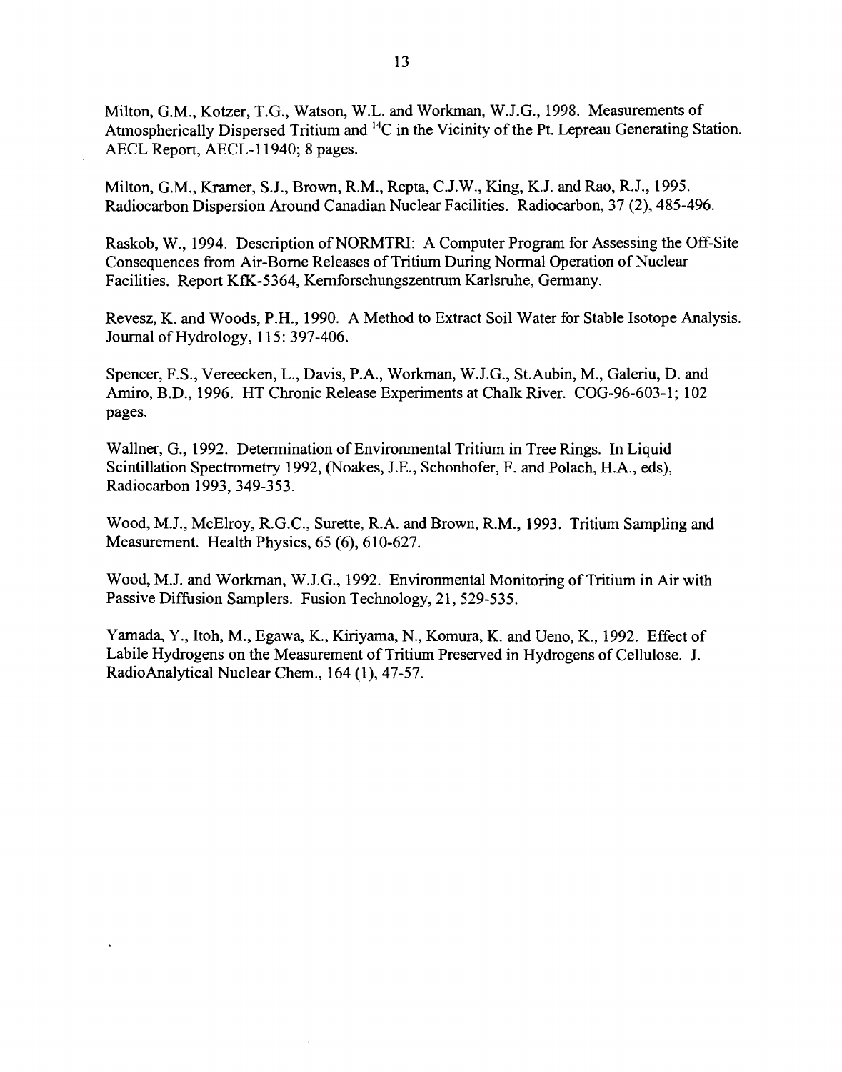Milton, G.M., Kotzer, T.G., Watson, W.L. and Workman, W.J.G., 1998. Measurements of Atmospherically Dispersed Tritium and $^{14}C$ in the Vicinity of the Pt. Lepreau Generating Station. AECL Report, AECL-11940; 8 pages.

Milton, G.M., Kramer, S.J., Brown, R.M., Repta, C.J.W., King, K.J. and Rao, R.J., 1995. Radiocarbon Dispersion Around Canadian Nuclear Facilities. Radiocarbon, 37 (2), 485-496.

Raskob, W., 1994. Description of NORMTRI: A Computer Program for Assessing the Off-Site Consequences from Air-Borne Releases of Tritium During Normal Operation of Nuclear Facilities. Report KfK-5364, Kernforschungszentrum Karlsruhe, Germany.

Revesz, K. and Woods, P.H., 1990. A Method to Extract Soil Water for Stable Isotope Analysis. Journal of Hydrology, 115: 397-406.

Spencer, F.S., Vereecken, L., Davis, P.A., Workman, W.J.G., St.Aubin, M., Galeriu, D. and Amiro, B.D., 1996. HT Chronic Release Experiments at Chalk River. COG-96-603-1; 102 pages.

Wallner, G., 1992. Determination of Environmental Tritium in Tree Rings. In Liquid Scintillation Spectrometry 1992, (Noakes, J.E., Schonhofer, F. and Polach, H.A., eds), Radiocarbon 1993, 349-353.

Wood, M.J., McElroy, R.G.C., Surette, R.A. and Brown, R.M., 1993. Tritium Sampling and Measurement. Health Physics, 65 (6), 610-627.

Wood, M.J. and Workman, W.J.G., 1992. Environmental Monitoring of Tritium in Air with Passive Diffusion Samplers. Fusion Technology, 21, 529-535.

Yamada, Y., Itoh, M., Egawa, K., Kiriyama, N., Komura, K. and Ueno, K., 1992. Effect of Labile Hydrogens on the Measurement of Tritium Preserved in Hydrogens of Cellulose. J. RadioAnalytical Nuclear Chem., 164 (1), 47-57.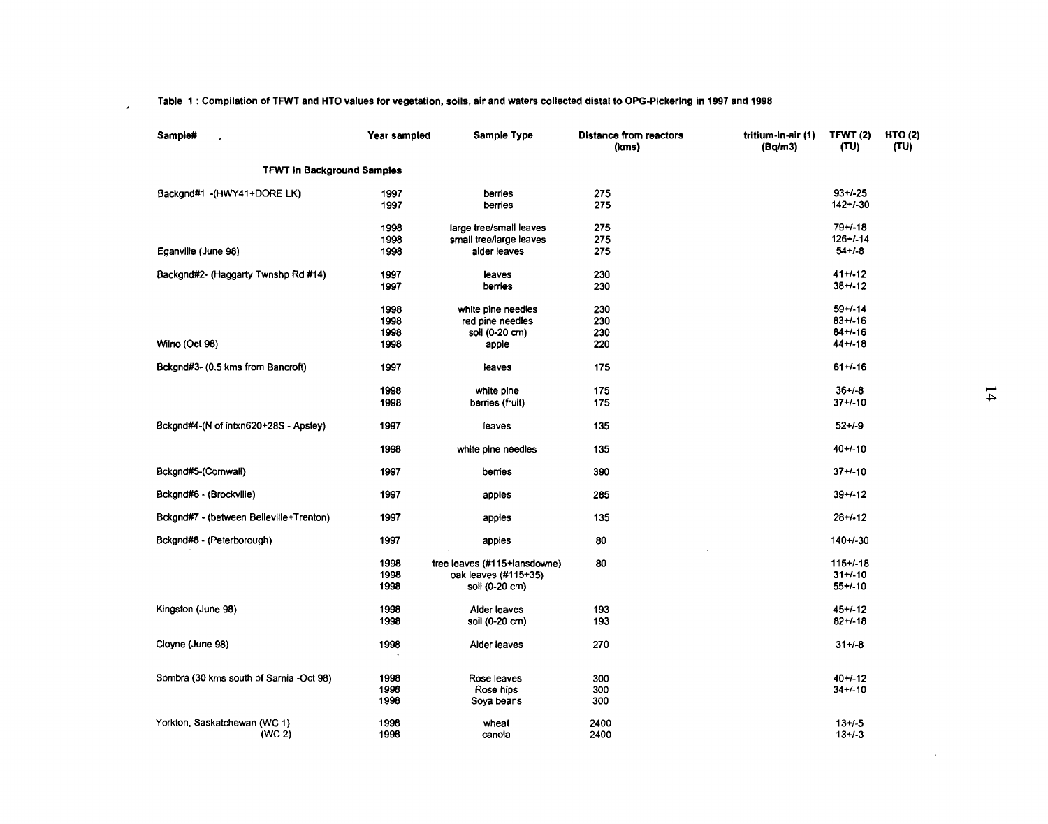Table 1 : Compilation of TFWT and HTO values for vegetation, soils, air and waters collected distal to OPG-Pickering in 1997 and 1998

| Sample# | Year sampled | Sample Type | Distance from reactors (kms) | tritium-in-air (1) (Bq/m3) | TFWT (2) (TU) | HTO (2) (TU) |
|---|---|---|---|---|---|---|
| **TFWT in Background Samples** | | | | | | |
| Backgnd#1 -(HWY41+DORE LK) | 1997 | berries | 275 | | 93+/-25 | |
| | 1997 | berries | 275 | | 142+/-30 | |
| | 1998 | large tree/small leaves | 275 | | 79+/-18 | |
| | 1998 | small tree/large leaves | 275 | | 126+/-14 | |
| Eganville (June 98) | 1998 | alder leaves | 275 | | 54+/-8 | |
| Backgnd#2- (Haggarty Twnshp Rd #14) | 1997 | leaves | 230 | | 41+/-12 | |
| | 1997 | berries | 230 | | 38+/-12 | |
| | 1998 | white pine needles | 230 | | 59+/-14 | |
| | 1998 | red pine needles | 230 | | 83+/-16 | |
| | 1998 | soil (0-20 cm) | 230 | | 84+/-16 | |
| Wilno (Oct 98) | 1998 | apple | 220 | | 44+/-18 | |
| Bckgnd#3- (0.5 kms from Bancroft) | 1997 | leaves | 175 | | 61+/-16 | |
| | 1998 | white pine | 175 | | 36+/-8 | |
| | 1998 | berries (fruit) | 175 | | 37+/-10 | |
| Bckgnd#4-(N of intxn620+28S - Apsley) | 1997 | leaves | 135 | | 52+/-9 | |
| | 1998 | white pine needles | 135 | | 40+/-10 | |
| Bckgnd#5-(Cornwall) | 1997 | berries | 390 | | 37+/-10 | |
| Bckgnd#6 - (Brockville) | 1997 | apples | 285 | | 39+/-12 | |
| Bckgnd#7 - (between Belleville+Trenton) | 1997 | apples | 135 | | 28+/-12 | |
| Bckgnd#8 - (Peterborough) | 1997 | apples | 80 | | 140+/-30 | |
| | 1998 | tree leaves (#115+lansdowne) | 80 | | 115+/-18 | |
| | 1998 | oak leaves (#115+35) | | | 31+/-10 | |
| | 1998 | soil (0-20 cm) | | | 55+/-10 | |
| Kingston (June 98) | 1998 | Alder leaves | 193 | | 45+/-12 | |
| | 1998 | soil (0-20 cm) | 193 | | 82+/-18 | |
| Cloyne (June 98) | 1998 | Alder leaves | 270 | | 31+/-8 | |
| Sombra (30 kms south of Sarnia -Oct 98) | 1998 | Rose leaves | 300 | | 40+/-12 | |
| | 1998 | Rose hips | 300 | | 34+/-10 | |
| | 1998 | Soya beans | 300 | | | |
| Yorkton, Saskatchewan (WC 1) | 1998 | wheat | 2400 | | 13+/-5 | |
| (WC 2) | 1998 | canola | 2400 | | 13+/-3 | |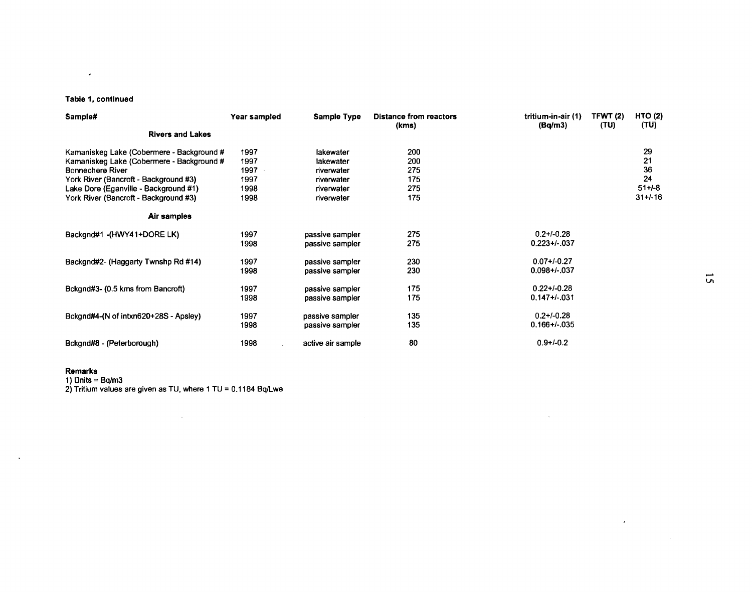**Table 1, continued**

| Sample# | Year sampled | Sample Type | Distance from reactors (kms) | tritium-in-air (1) (Bq/m3) | TFWT (2) (TU) | HTO (2) (TU) |
|---|---|---|---|---|---|---|
| **Rivers and Lakes** | | | | | | |
| Kamaniskeg Lake (Cobermere - Background # | 1997 | lakewater | 200 | | | 29 |
| Kamaniskeg Lake (Cobermere - Background # | 1997 | lakewater | 200 | | | 21 |
| Bonnechere River | 1997 | riverwater | 275 | | | 36 |
| York River (Bancroft - Background #3) | 1997 | riverwater | 175 | | | 24 |
| Lake Dore (Eganville - Background #1) | 1998 | riverwater | 275 | | | 51+/-8 |
| York River (Bancroft - Background #3) | 1998 | riverwater | 175 | | | 31+/-16 |
| **Air samples** | | | | | | |
| Backgnd#1 -(HWY41+DORE LK) | 1997 | passive sampler | 275 | 0.2+/-0.28 | | |
| | 1998 | passive sampler | 275 | 0.223+/-.037 | | |
| Backgnd#2- (Haggarty Twnshp Rd #14) | 1997 | passive sampler | 230 | 0.07+/-0.27 | | |
| | 1998 | passive sampler | 230 | 0.098+/-.037 | | |
| Bckgnd#3- (0.5 kms from Bancroft) | 1997 | passive sampler | 175 | 0.22+/-0.28 | | |
| | 1998 | passive sampler | 175 | 0.147+/-.031 | | |
| Bckgnd#4-(N of intxn620+28S - Apsley) | 1997 | passive sampler | 135 | 0.2+/-0.28 | | |
| | 1998 | passive sampler | 135 | 0.166+/-.035 | | |
| Bckgnd#8 - (Peterborough) | 1998 | active air sample | 80 | 0.9+/-0.2 | | |

**Remarks**
1) Units = Bq/m3
2) Tritium values are given as TU, where 1 TU = 0.1184 Bq/Lwe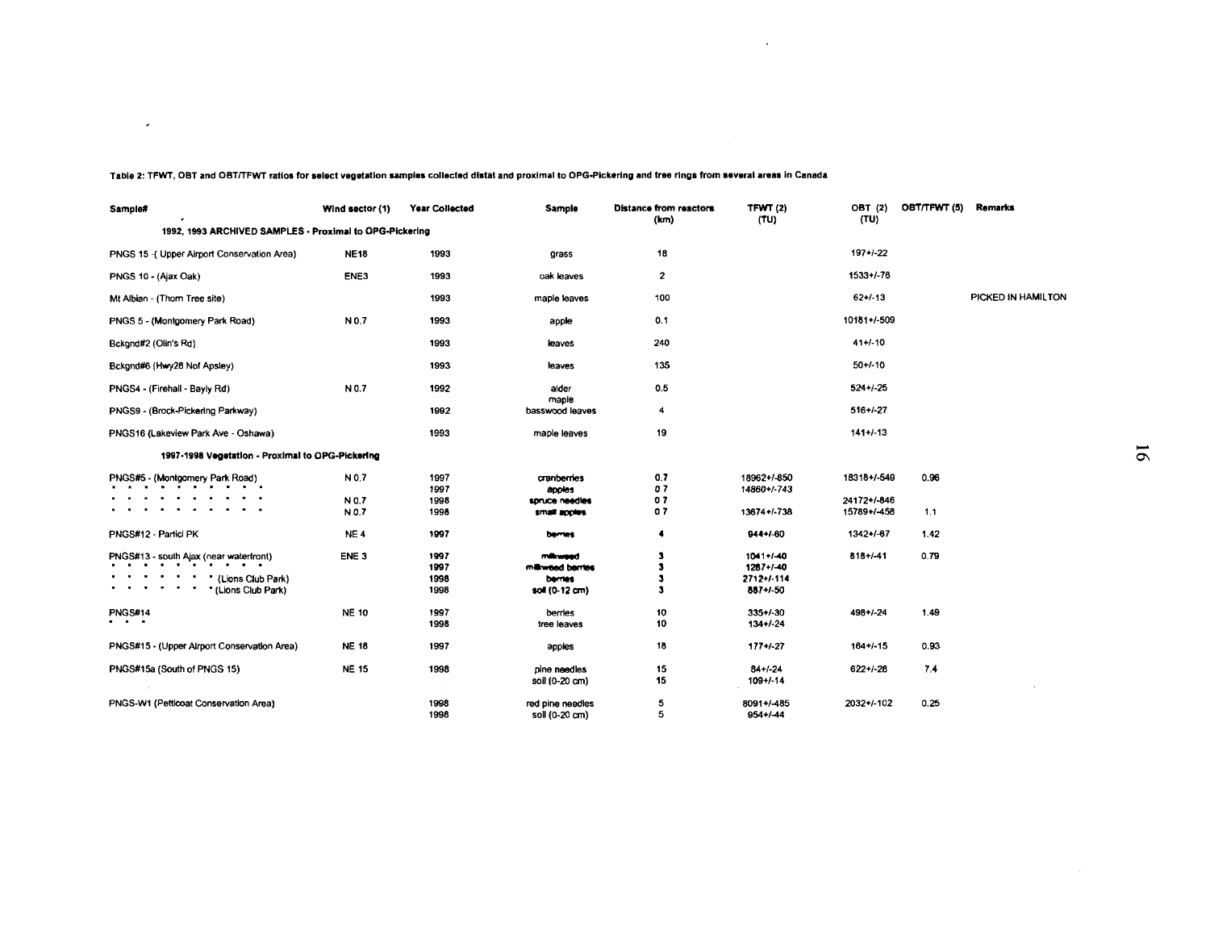**Table 2: TFWT, OBT and OBT/TFWT ratios for select vegetation samples collected distal and proximal to OPG-Pickering and tree rings from several areas in Canada**

| Sample# | Wind sector (1) | Year Collected | Sample | Distance from reactors (km) | TFWT (2) (TU) | OBT (2) (TU) | OBT/TFWT (5) | Remarks |
|---|---|---|---|---|---|---|---|---|
| **1992, 1993 ARCHIVED SAMPLES - Proximal to OPG-Pickering** | | | | | | | | |
| PNGS 15 -( Upper Airport Conservation Area) | NE18 | 1993 | grass | 18 | | 197+/-22 | | |
| PNGS 10 - (Ajax Oak) | ENE3 | 1993 | oak leaves | 2 | | 1533+/-78 | | |
| Mt Albian - (Thorn Tree site) | | 1993 | maple leaves | 100 | | 62+/-13 | | PICKED IN HAMILTON |
| PNGS 5 - (Montgomery Park Road) | N 0.7 | 1993 | apple | 0.1 | | 10181+/-509 | | |
| Bckgnd#2 (Olin's Rd) | | 1993 | leaves | 240 | | 41+/-10 | | |
| Bckgnd#6 (Hwy28 Nof Apsley) | | 1993 | leaves | 135 | | 50+/-10 | | |
| PNGS4 - (Firehall - Bayly Rd) | N 0.7 | 1992 | alder | 0.5 | | 524+/-25 | | |
| PNGS9 - (Brock-Pickering Parkway) | | 1992 | maple basswood leaves | 4 | | 516+/-27 | | |
| PNGS16 (Lakeview Park Ave - Oshawa) | | 1993 | maple leaves | 19 | | 141+/-13 | | |
| **1997-1998 Vegetation - Proximal to OPG-Pickering** | | | | | | | | |
| PNGS#5 - (Montgomery Park Road) | N 0.7 | 1997 | cranberries | 0.7 | 18962+/-850 | 18318+/-549 | 0.96 | |
| " " " " " " " " " " | | 1997 | apples | 0 7 | 14860+/-743 | | | |
| " " " " " " " " " " | N 0.7 | 1998 | spruce needles | 0 7 | | 24172+/-846 | | |
| " " " " " " " " " " | N 0.7 | 1998 | small apples | 0 7 | 13674+/-738 | 15789+/-458 | 1.1 | |
| PNGS#12 - Partici PK | NE 4 | 1997 | berries | 4 | 944+/-60 | 1342+/-67 | 1.42 | |
| PNGS#13 - south Ajax (near waterfront) | ENE 3 | 1997 | milkweed | 3 | 1041+/-40 | 818+/-41 | 0.79 | |
| " " " " " " " " | | 1997 | milkweed berries | 3 | 1287+/-40 | | | |
| " " " " " " " (Lions Club Park) | | 1998 | berries | 3 | 2712+/-114 | | | |
| " " " " " " " (Lions Club Park) | | 1998 | soil (0-12 cm) | 3 | 887+/-50 | | | |
| PNGS#14 | NE 10 | 1997 | berries | 10 | 335+/-30 | 498+/-24 | 1.49 | |
| " " " | | 1998 | tree leaves | 10 | 134+/-24 | | | |
| PNGS#15 - (Upper Airport Conservation Area) | NE 18 | 1997 | apples | 18 | 177+/-27 | 164+/-15 | 0.93 | |
| PNGS#15a (South of PNGS 15) | NE 15 | 1998 | pine needles | 15 | 84+/-24 | 622+/-28 | 7.4 | |
| | | | soil (0-20 cm) | 15 | 109+/-14 | | | |
| PNGS-W1 (Petticoat Conservation Area) | | 1998 | red pine needles | 5 | 8091+/-485 | 2032+/-102 | 0.25 | |
| | | 1998 | soil (0-20 cm) | 5 | 954+/-44 | | | |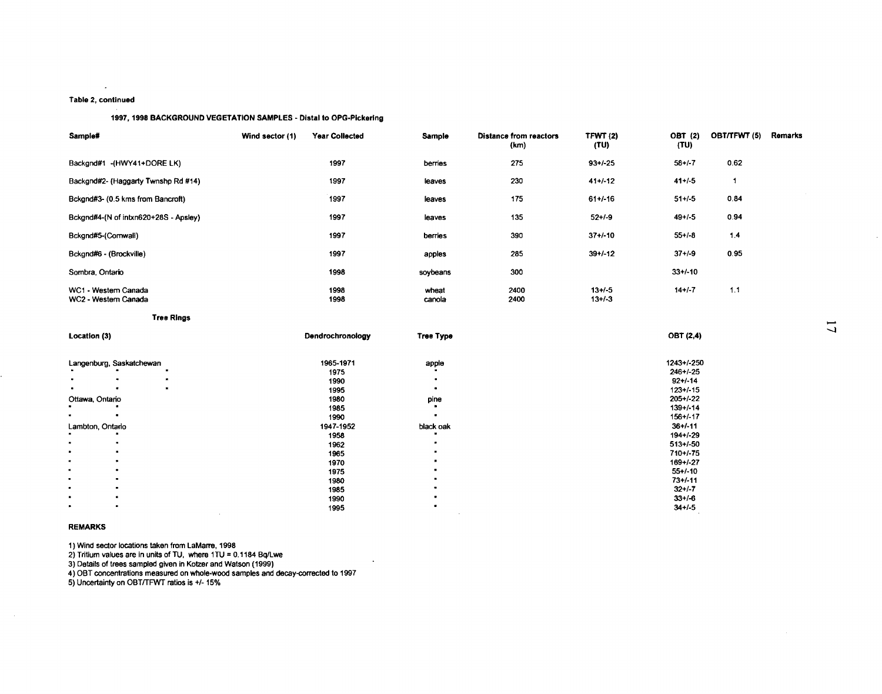**Table 2, continued**

**1997, 1998 BACKGROUND VEGETATION SAMPLES - Distal to OPG-Pickering**

| Sample# | Wind sector (1) | Year Collected | Sample | Distance from reactors (km) | TFWT (2) (TU) | OBT (2) (TU) | OBT/TFWT (5) | Remarks |
|---|---|---|---|---|---|---|---|---|
| Backgnd#1 -(HWY41+DORE LK) | | 1997 | berries | 275 | 93+/-25 | 58+/-7 | 0.62 | |
| Backgnd#2- (Haggarty Twnshp Rd #14) | | 1997 | leaves | 230 | 41+/-12 | 41+/-5 | 1 | |
| Bckgnd#3- (0.5 kms from Bancroft) | | 1997 | leaves | 175 | 61+/-16 | 51+/-5 | 0.84 | |
| Bckgnd#4-(N of intxn620+28S - Apsley) | | 1997 | leaves | 135 | 52+/-9 | 49+/-5 | 0.94 | |
| Bckgnd#5-(Cornwall) | | 1997 | berries | 390 | 37+/-10 | 55+/-8 | 1.4 | |
| Bckgnd#6 - (Brockville) | | 1997 | apples | 285 | 39+/-12 | 37+/-9 | 0.95 | |
| Sombra, Ontario | | 1998 | soybeans | 300 | | 33+/-10 | | |
| WC1 - Western Canada | | 1998 | wheat | 2400 | 13+/-5 | 14+/-7 | 1.1 | |
| WC2 - Western Canada | | 1998 | canola | 2400 | 13+/-3 | | | |

**Tree Rings**

| Location (3) | Dendrochronology | Tree Type | OBT (2,4) |
|---|---|---|---|
| Langenburg, Saskatchewan | 1965-1971 | apple | 1243+/-250 |
| " " " | 1975 | " | 246+/-25 |
| " " " | 1990 | " | 92+/-14 |
| " " " | 1995 | " | 123+/-15 |
| Ottawa, Ontario | 1980 | pine | 205+/-22 |
| " " | 1985 | " | 139+/-14 |
| " " | 1990 | " | 156+/-17 |
| Lambton, Ontario | 1947-1952 | black oak | 36+/-11 |
| " " | 1958 | " | 194+/-29 |
| " " | 1962 | " | 513+/-50 |
| " " | 1965 | " | 710+/-75 |
| " " | 1970 | " | 169+/-27 |
| " " | 1975 | " | 55+/-10 |
| " " | 1980 | " | 73+/-11 |
| " " | 1985 | " | 32+/-7 |
| " " | 1990 | " | 33+/-6 |
| " " | 1995 | " | 34+/-5 |

**REMARKS**

1) Wind sector locations taken from LaMarre, 1998
2) Tritium values are in units of TU, where 1TU = 0.1184 Bq/Lwe
3) Details of trees sampled given in Kotzer and Watson (1999)
4) OBT concentrations measured on whole-wood samples and decay-corrected to 1997
5) Uncertainty on OBT/TFWT ratios is +/- 15%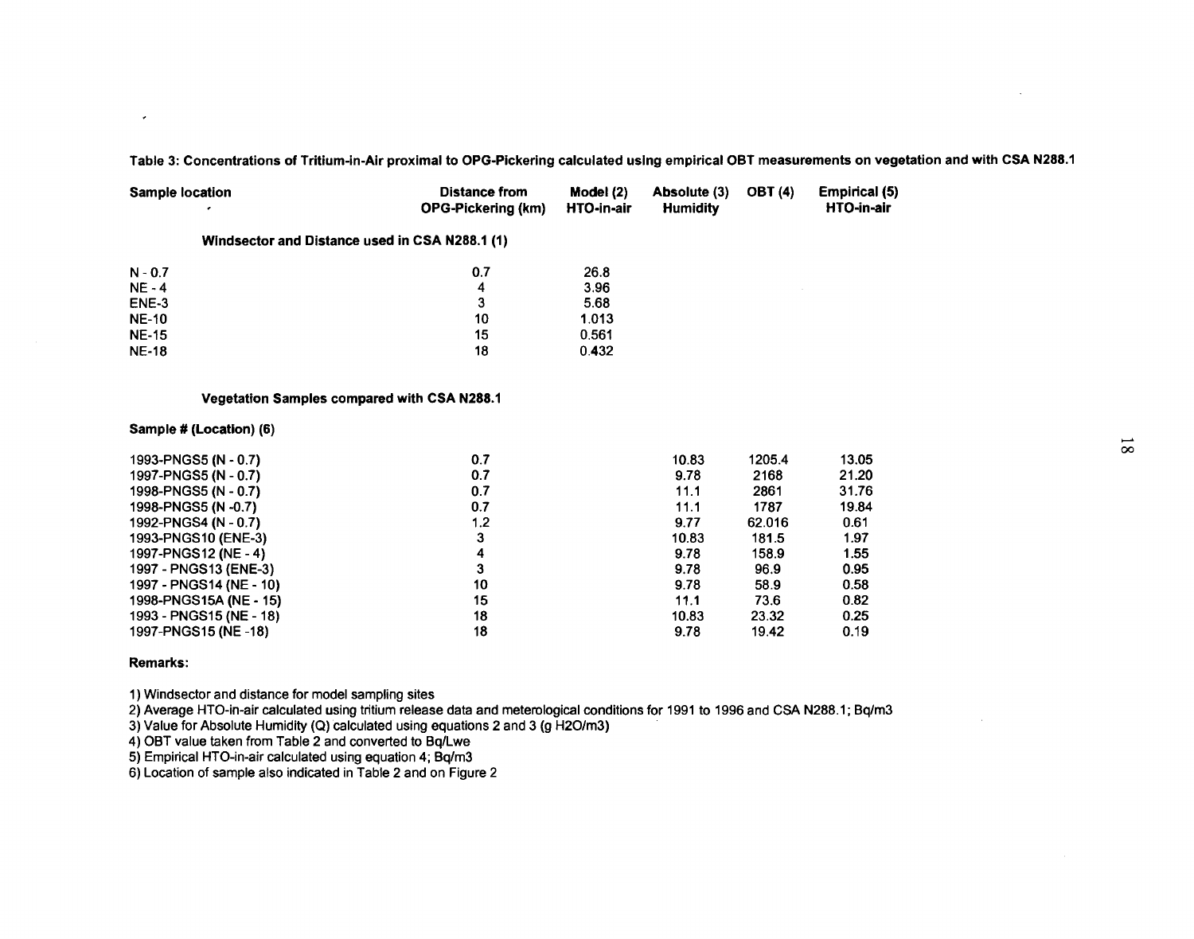**Table 3: Concentrations of Tritium-in-Air proximal to OPG-Pickering calculated using empirical OBT measurements on vegetation and with CSA N288.1**

| Sample location | Distance from OPG-Pickering (km) | Model (2) HTO-in-air | Absolute (3) Humidity | OBT (4) | Empirical (5) HTO-in-air |
|---|---|---|---|---|---|
| **Windsector and Distance used in CSA N288.1 (1)** | | | | | |
| N - 0.7 | 0.7 | 26.8 | | | |
| NE - 4 | 4 | 3.96 | | | |
| ENE-3 | 3 | 5.68 | | | |
| NE-10 | 10 | 1.013 | | | |
| NE-15 | 15 | 0.561 | | | |
| NE-18 | 18 | 0.432 | | | |
| **Vegetation Samples compared with CSA N288.1** | | | | | |
| **Sample # (Location) (6)** | | | | | |
| 1993-PNGS5 (N - 0.7) | 0.7 | | 10.83 | 1205.4 | 13.05 |
| 1997-PNGS5 (N - 0.7) | 0.7 | | 9.78 | 2168 | 21.20 |
| 1998-PNGS5 (N - 0.7) | 0.7 | | 11.1 | 2861 | 31.76 |
| 1998-PNGS5 (N -0.7) | 0.7 | | 11.1 | 1787 | 19.84 |
| 1992-PNGS4 (N - 0.7) | 1.2 | | 9.77 | 62.016 | 0.61 |
| 1993-PNGS10 (ENE-3) | 3 | | 10.83 | 181.5 | 1.97 |
| 1997-PNGS12 (NE - 4) | 4 | | 9.78 | 158.9 | 1.55 |
| 1997 - PNGS13 (ENE-3) | 3 | | 9.78 | 96.9 | 0.95 |
| 1997 - PNGS14 (NE - 10) | 10 | | 9.78 | 58.9 | 0.58 |
| 1998-PNGS15A (NE - 15) | 15 | | 11.1 | 73.6 | 0.82 |
| 1993 - PNGS15 (NE - 18) | 18 | | 10.83 | 23.32 | 0.25 |
| 1997-PNGS15 (NE -18) | 18 | | 9.78 | 19.42 | 0.19 |

**Remarks:**

1) Windsector and distance for model sampling sites
2) Average HTO-in-air calculated using tritium release data and meterological conditions for 1991 to 1996 and CSA N288.1; Bq/m3
3) Value for Absolute Humidity (Q) calculated using equations 2 and 3 (g H2O/m3)
4) OBT value taken from Table 2 and converted to Bq/Lwe
5) Empirical HTO-in-air calculated using equation 4; Bq/m3
6) Location of sample also indicated in Table 2 and on Figure 2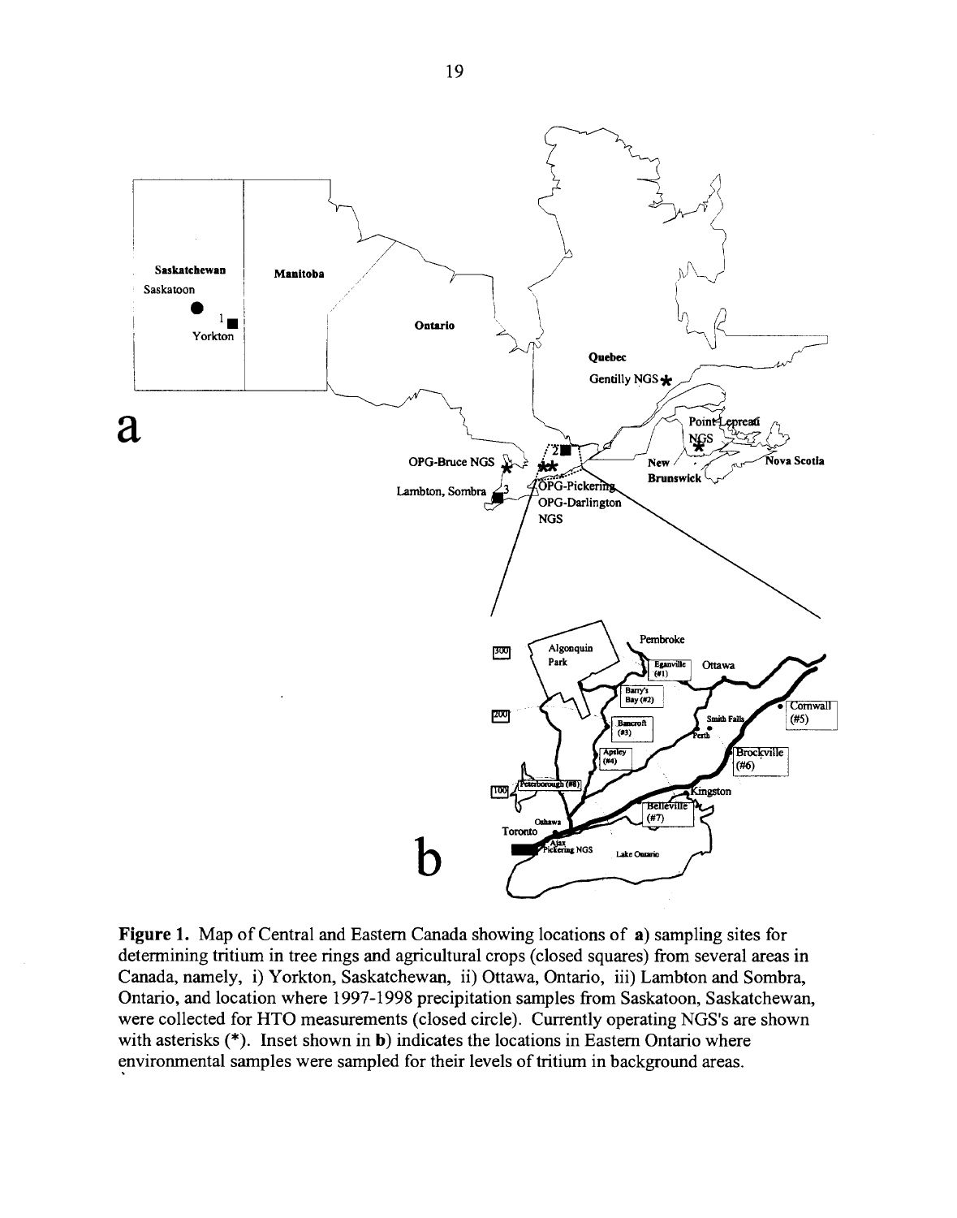**Figure 1.** Map of Central and Eastern Canada showing locations of **a**) sampling sites for determining tritium in tree rings and agricultural crops (closed squares) from several areas in Canada, namely, i) Yorkton, Saskatchewan, ii) Ottawa, Ontario, iii) Lambton and Sombra, Ontario, and location where 1997-1998 precipitation samples from Saskatoon, Saskatchewan, were collected for HTO measurements (closed circle). Currently operating NGS's are shown with asterisks (*). Inset shown in **b**) indicates the locations in Eastern Ontario where environmental samples were sampled for their levels of tritium in background areas.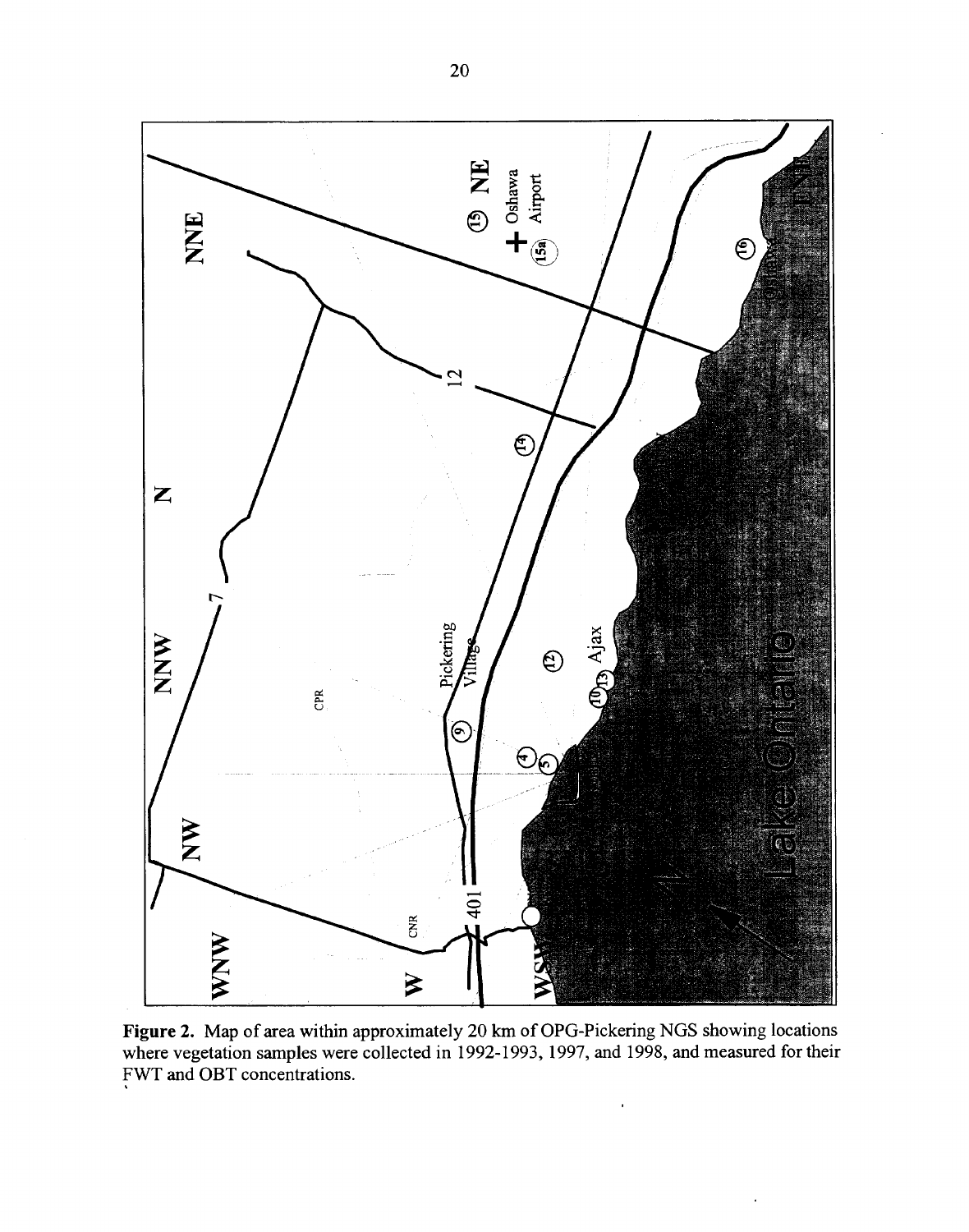WNW

NW

NNW

N

NNE

NE

W

WSW

CNR

CPR

401

7

12

Pickering Village

Ajax

Oshawa Airport

Lake Ontario

9

4

5

12

10

13

14

15

15a

16

**Figure 2.** Map of area within approximately 20 km of OPG-Pickering NGS showing locations where vegetation samples were collected in 1992-1993, 1997, and 1998, and measured for their FWT and OBT concentrations.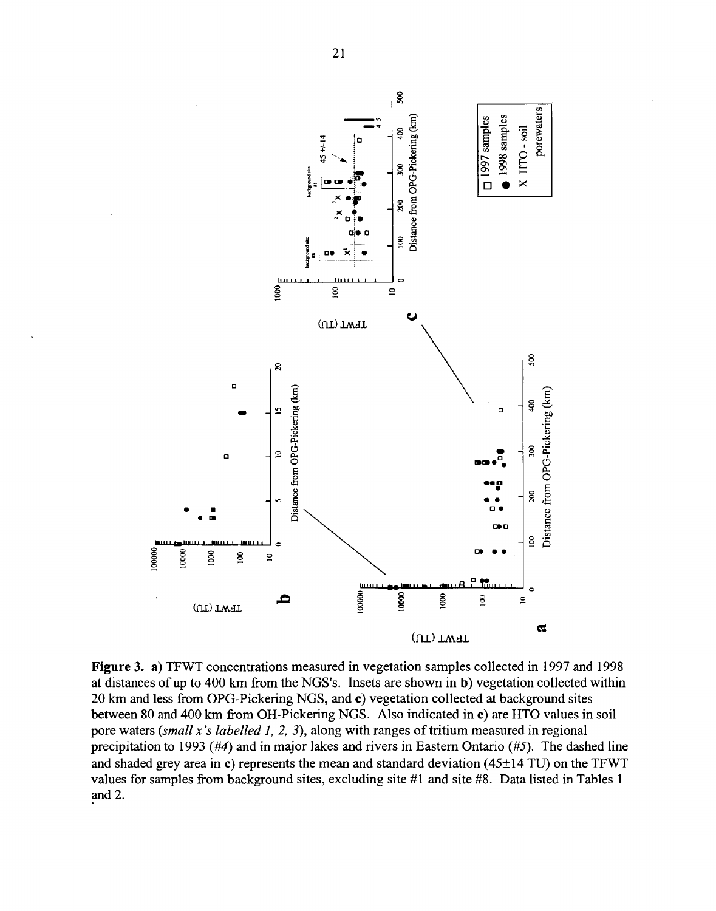TFWT (TU)

1000

100

10

0 100 200 300 400 500

Distance from OPG-Pickering (km)

background site #8

background site #1

45 +/-14

4

5

1

2

3

c

□ 1997 samples

● 1998 samples

X HTO - soil porewaters

TFWT (TU)

100000

10000

1000

100

10

0 5 10 15 20

Distance from OPG-Pickering (km)

b

TFWT (TU)

100000

10000

1000

100

10

0 100 200 300 400 500

Distance from OPG-Pickering (km)

a

**Figure 3.** **a)** TFWT concentrations measured in vegetation samples collected in 1997 and 1998 at distances of up to 400 km from the NGS's. Insets are shown in **b)** vegetation collected within 20 km and less from OPG-Pickering NGS, and **c)** vegetation collected at background sites between 80 and 400 km from OH-Pickering NGS. Also indicated in **c)** are HTO values in soil pore waters *(small x's labelled 1, 2, 3)*, along with ranges of tritium measured in regional precipitation to 1993 *(#4)* and in major lakes and rivers in Eastern Ontario *(#5)*. The dashed line and shaded grey area in **c)** represents the mean and standard deviation (45±14 TU) on the TFWT values for samples from background sites, excluding site #1 and site #8. Data listed in Tables 1 and 2.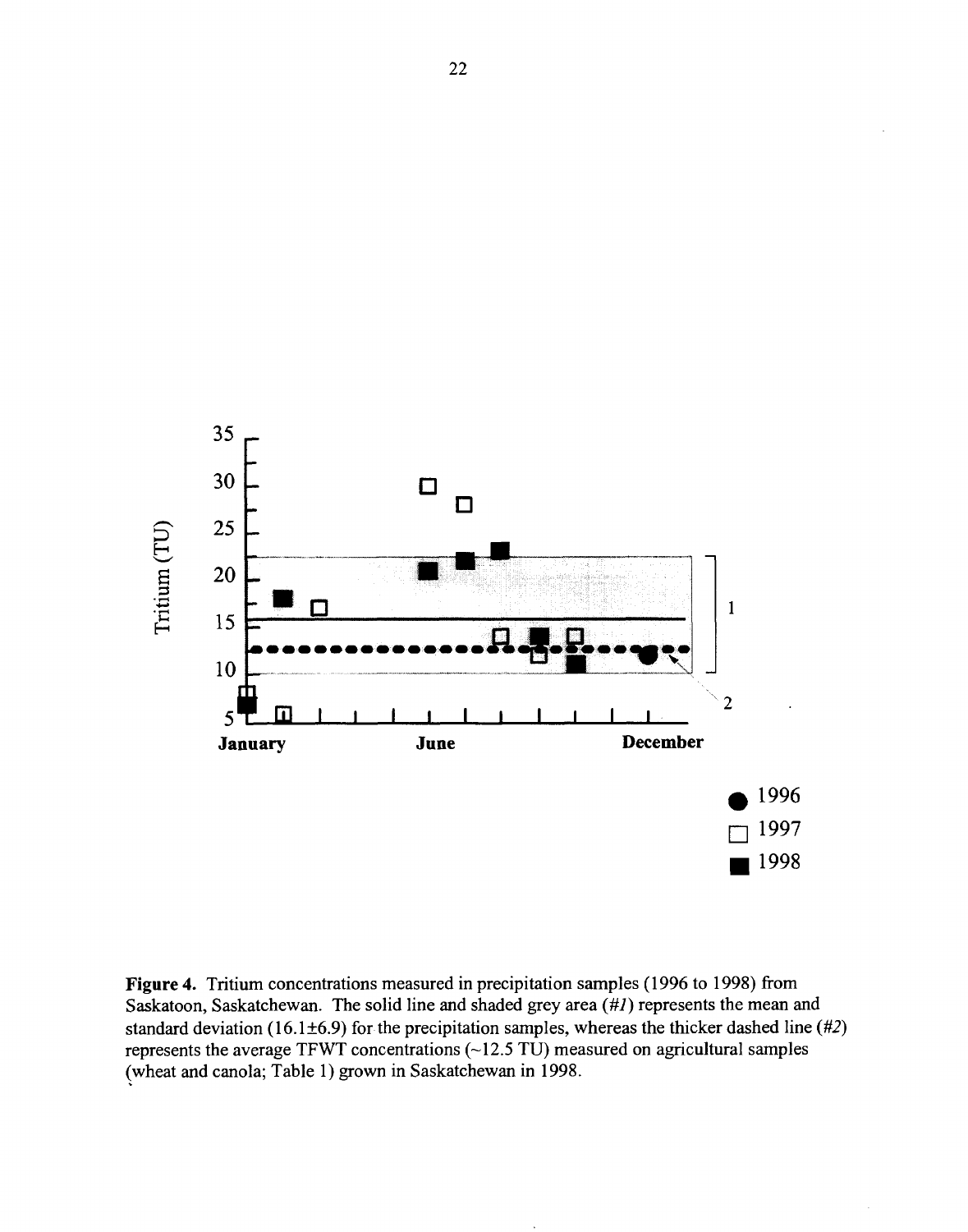Figure 4. Tritium concentrations measured in precipitation samples (1996 to 1998) from Saskatoon, Saskatchewan. The solid line and shaded grey area (*#1*) represents the mean and standard deviation (16.1±6.9) for the precipitation samples, whereas the thicker dashed line (*#2*) represents the average TFWT concentrations (~12.5 TU) measured on agricultural samples (wheat and canola; Table 1) grown in Saskatchewan in 1998.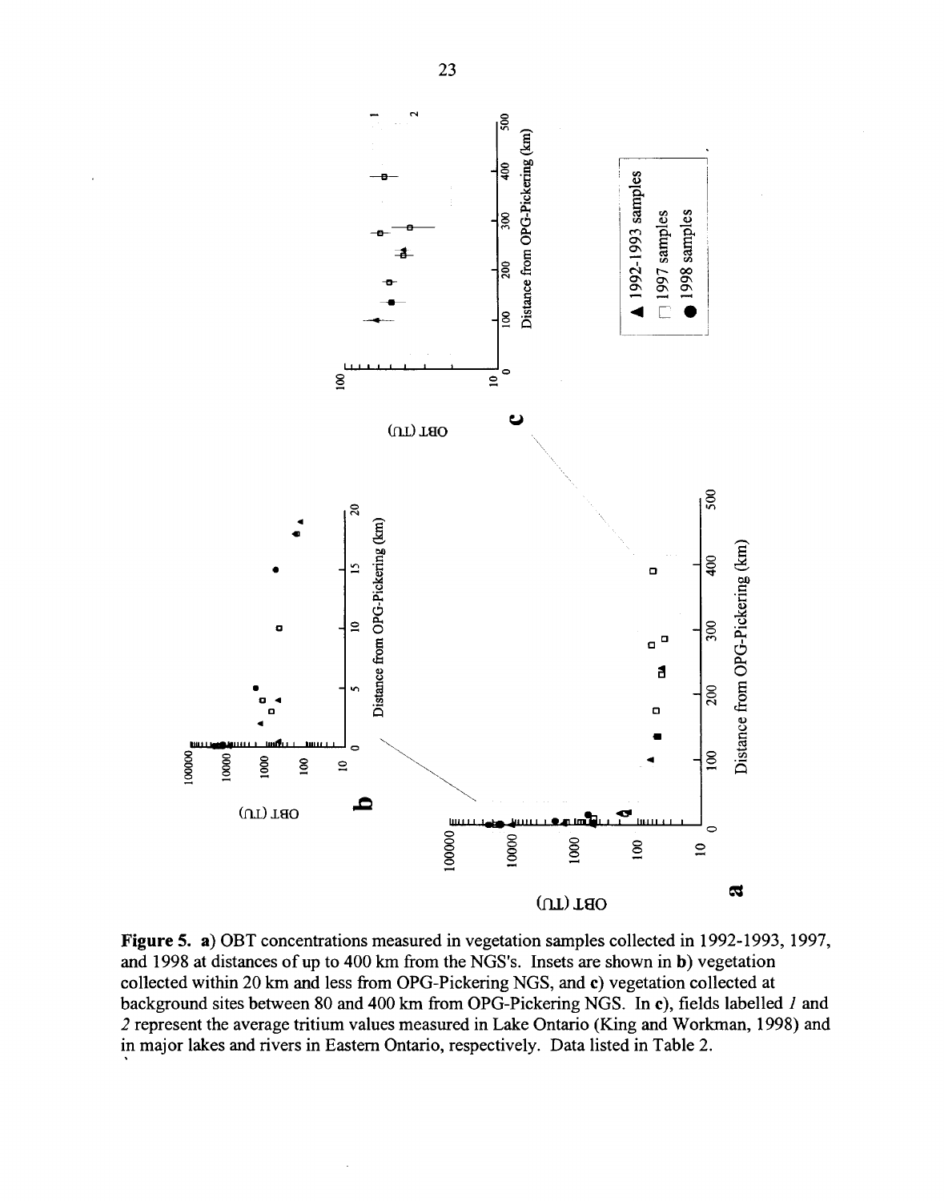OBT (TU)

100000
10000
1000
100
10

0
100
200
300
400
500

Distance from OPG-Pickering (km)

a

OBT (TU)

100000
10000
1000
100
10

0
5
10
15
20

Distance from OPG-Pickering (km)

b

OBT (TU)

100
10

0
100
200
300
400
500

Distance from OPG-Pickering (km)

1
2

c

▲ 1992-1993 samples
□ 1997 samples
● 1998 samples

**Figure 5. a)** OBT concentrations measured in vegetation samples collected in 1992-1993, 1997, and 1998 at distances of up to 400 km from the NGS's. Insets are shown in **b)** vegetation collected within 20 km and less from OPG-Pickering NGS, and **c)** vegetation collected at background sites between 80 and 400 km from OPG-Pickering NGS. In **c)**, fields labelled *1* and *2* represent the average tritium values measured in Lake Ontario (King and Workman, 1998) and in major lakes and rivers in Eastern Ontario, respectively. Data listed in Table 2.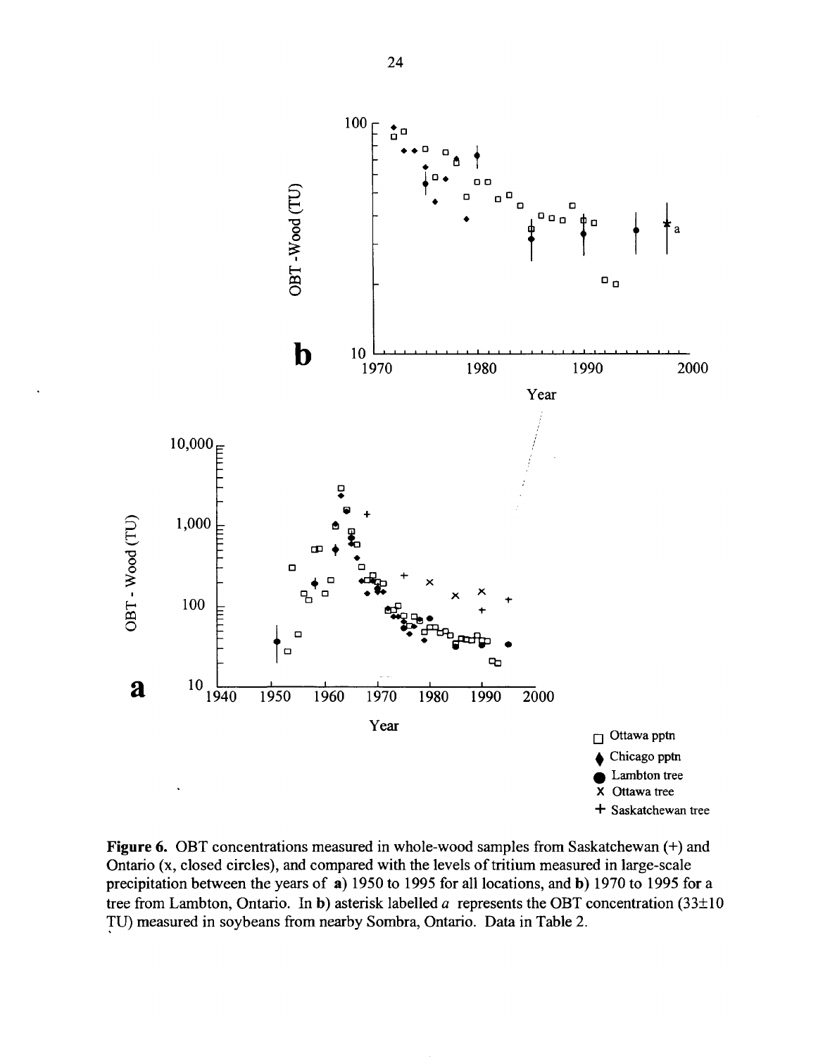b

100

10

OBT-Wood (TU)

1970 1980 1990 2000

Year

a

a

10,000

1,000

100

10

OBT - Wood (TU)

1940 1950 1960 1970 1980 1990 2000

Year

□ Ottawa pptn
♦ Chicago pptn
● Lambton tree
X Ottawa tree
+ Saskatchewan tree

**Figure 6.** OBT concentrations measured in whole-wood samples from Saskatchewan (+) and Ontario (x, closed circles), and compared with the levels of tritium measured in large-scale precipitation between the years of **a)** 1950 to 1995 for all locations, and **b)** 1970 to 1995 for a tree from Lambton, Ontario. In **b)** asterisk labelled *a* represents the OBT concentration (33±10 TU) measured in soybeans from nearby Sombra, Ontario. Data in Table 2.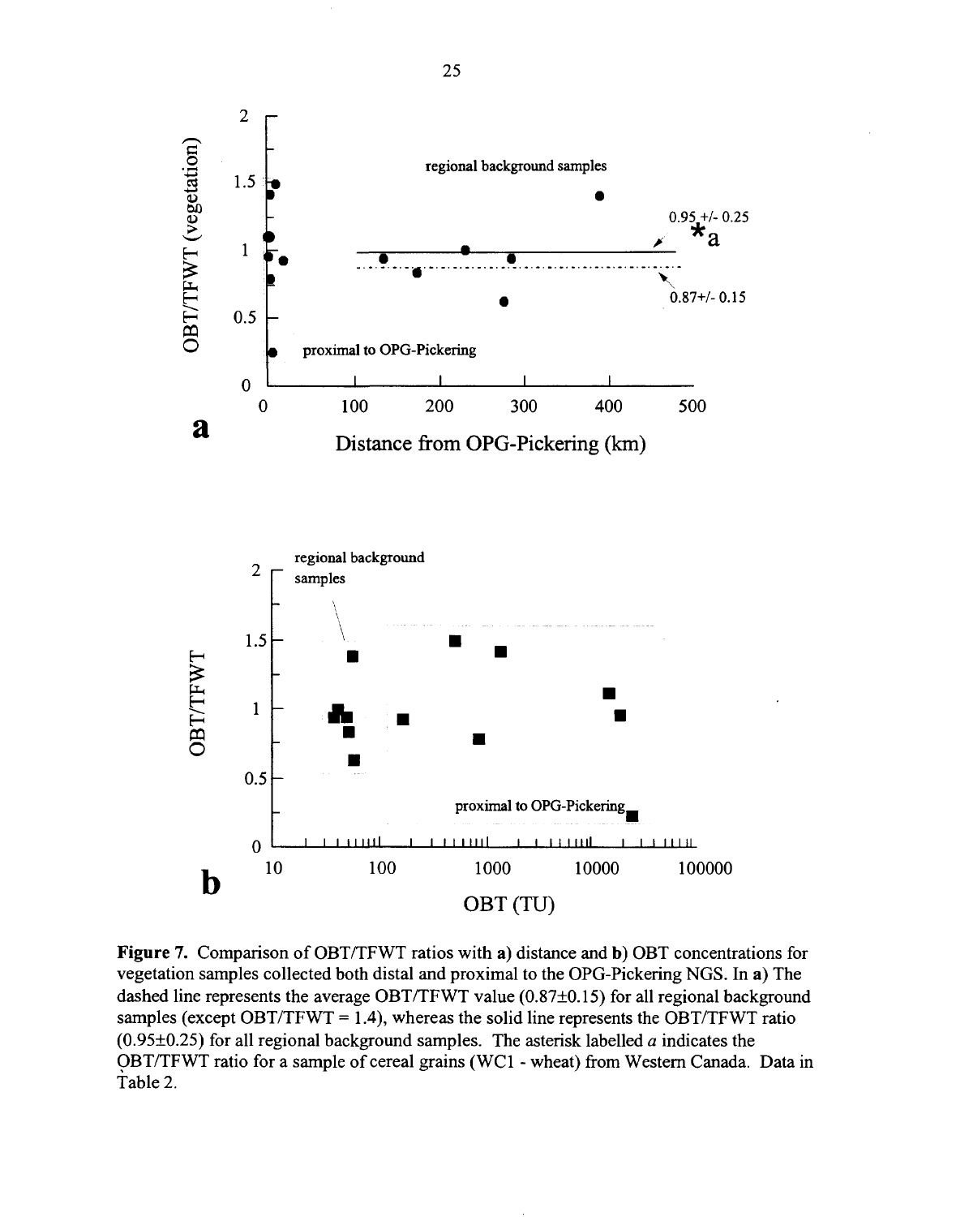**Figure 7.** Comparison of OBT/TFWT ratios with **a)** distance and **b)** OBT concentrations for vegetation samples collected both distal and proximal to the OPG-Pickering NGS. In **a)** The dashed line represents the average OBT/TFWT value (0.87±0.15) for all regional background samples (except OBT/TFWT = 1.4), whereas the solid line represents the OBT/TFWT ratio (0.95±0.25) for all regional background samples. The asterisk labelled *a* indicates the OBT/TFWT ratio for a sample of cereal grains (WC1 - wheat) from Western Canada. Data in Table 2.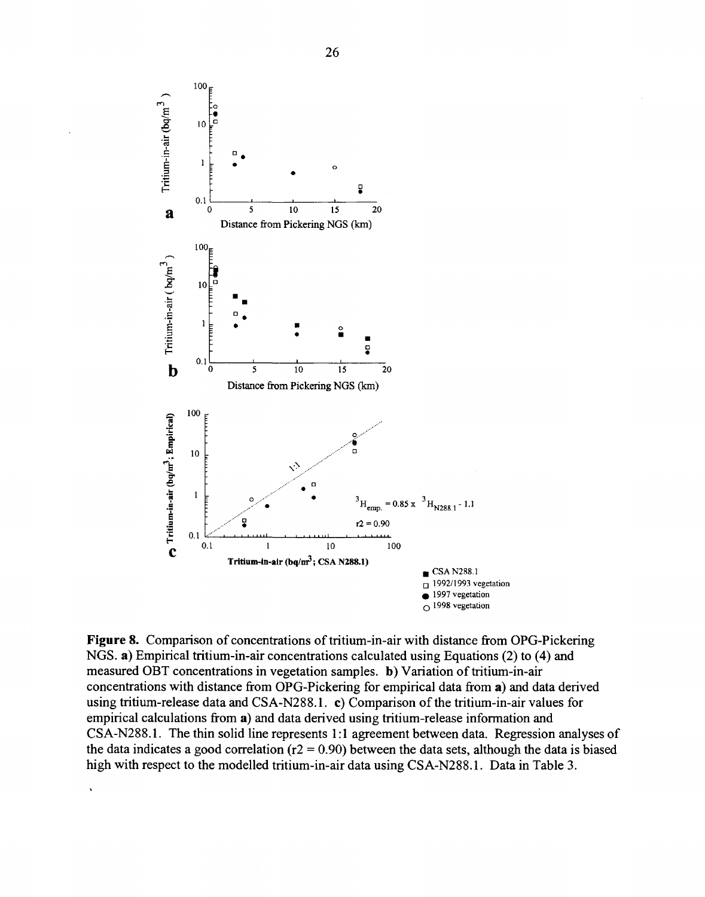a

100

10

1

0.1

Tritium-in-air (bq/m$^3$)

0 5 10 15 20

Distance from Pickering NGS (km)

b

100

10

1

0.1

Tritium-in-air ( bq/m$^3$ )

0 5 10 15 20

Distance from Pickering NGS (km)

c

100

10

1

0.1

Tritium-in-air (bq/m$^3$; Empirical)

0.1 1 10 100

Tritium-in-air (bq/m$^3$; CSA N288.1)

1:1

$^3H_{emp.} = 0.85 \times {}^3H_{N288.1} - 1.1$

r2 = 0.90

■ CSA N288.1
□ 1992/1993 vegetation
● 1997 vegetation
○ 1998 vegetation

**Figure 8.** Comparison of concentrations of tritium-in-air with distance from OPG-Pickering NGS. **a)** Empirical tritium-in-air concentrations calculated using Equations (2) to (4) and measured OBT concentrations in vegetation samples. **b)** Variation of tritium-in-air concentrations with distance from OPG-Pickering for empirical data from **a)** and data derived using tritium-release data and CSA-N288.1. **c)** Comparison of the tritium-in-air values for empirical calculations from **a)** and data derived using tritium-release information and CSA-N288.1. The thin solid line represents 1:1 agreement between data. Regression analyses of the data indicates a good correlation (r2 = 0.90) between the data sets, although the data is biased high with respect to the modelled tritium-in-air data using CSA-N288.1. Data in Table 3.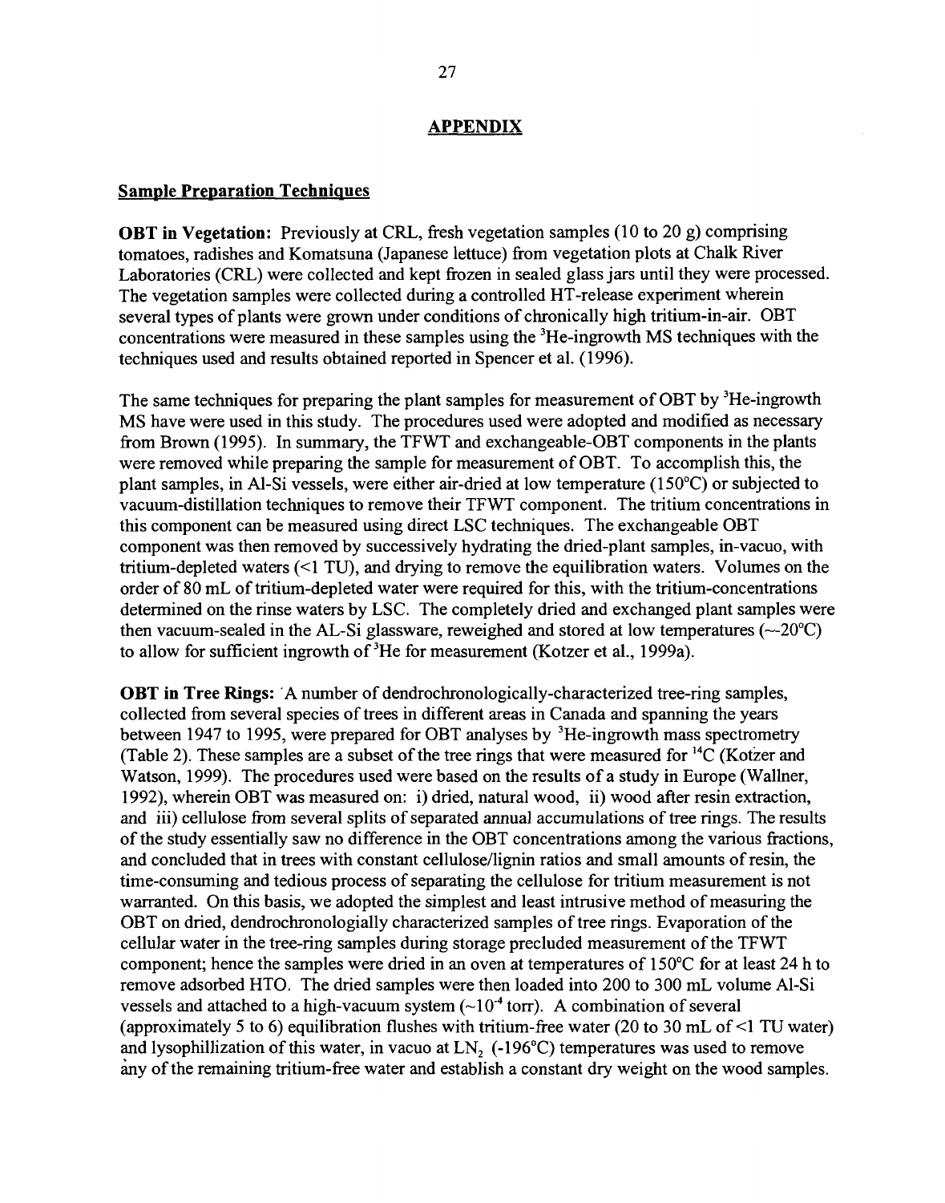# APPENDIX

## Sample Preparation Techniques

**OBT in Vegetation:** Previously at CRL, fresh vegetation samples (10 to 20 g) comprising tomatoes, radishes and Komatsuna (Japanese lettuce) from vegetation plots at Chalk River Laboratories (CRL) were collected and kept frozen in sealed glass jars until they were processed. The vegetation samples were collected during a controlled HT-release experiment wherein several types of plants were grown under conditions of chronically high tritium-in-air. OBT concentrations were measured in these samples using the $^3$He-ingrowth MS techniques with the techniques used and results obtained reported in Spencer et al. (1996).

The same techniques for preparing the plant samples for measurement of OBT by $^3$He-ingrowth MS have were used in this study. The procedures used were adopted and modified as necessary from Brown (1995). In summary, the TFWT and exchangeable-OBT components in the plants were removed while preparing the sample for measurement of OBT. To accomplish this, the plant samples, in Al-Si vessels, were either air-dried at low temperature (150°C) or subjected to vacuum-distillation techniques to remove their TFWT component. The tritium concentrations in this component can be measured using direct LSC techniques. The exchangeable OBT component was then removed by successively hydrating the dried-plant samples, in-vacuo, with tritium-depleted waters (<1 TU), and drying to remove the equilibration waters. Volumes on the order of 80 mL of tritium-depleted water were required for this, with the tritium-concentrations determined on the rinse waters by LSC. The completely dried and exchanged plant samples were then vacuum-sealed in the AL-Si glassware, reweighed and stored at low temperatures (~-20°C) to allow for sufficient ingrowth of $^3$He for measurement (Kotzer et al., 1999a).

**OBT in Tree Rings:** A number of dendrochronologically-characterized tree-ring samples, collected from several species of trees in different areas in Canada and spanning the years between 1947 to 1995, were prepared for OBT analyses by $^3$He-ingrowth mass spectrometry (Table 2). These samples are a subset of the tree rings that were measured for $^{14}$C (Kotzer and Watson, 1999). The procedures used were based on the results of a study in Europe (Wallner, 1992), wherein OBT was measured on: i) dried, natural wood, ii) wood after resin extraction, and iii) cellulose from several splits of separated annual accumulations of tree rings. The results of the study essentially saw no difference in the OBT concentrations among the various fractions, and concluded that in trees with constant cellulose/lignin ratios and small amounts of resin, the time-consuming and tedious process of separating the cellulose for tritium measurement is not warranted. On this basis, we adopted the simplest and least intrusive method of measuring the OBT on dried, dendrochronologially characterized samples of tree rings. Evaporation of the cellular water in the tree-ring samples during storage precluded measurement of the TFWT component; hence the samples were dried in an oven at temperatures of 150°C for at least 24 h to remove adsorbed HTO. The dried samples were then loaded into 200 to 300 mL volume Al-Si vessels and attached to a high-vacuum system (~$10^{-4}$ torr). A combination of several (approximately 5 to 6) equilibration flushes with tritium-free water (20 to 30 mL of <1 TU water) and lysophillization of this water, in vacuo at $LN_2$ (-196°C) temperatures was used to remove any of the remaining tritium-free water and establish a constant dry weight on the wood samples.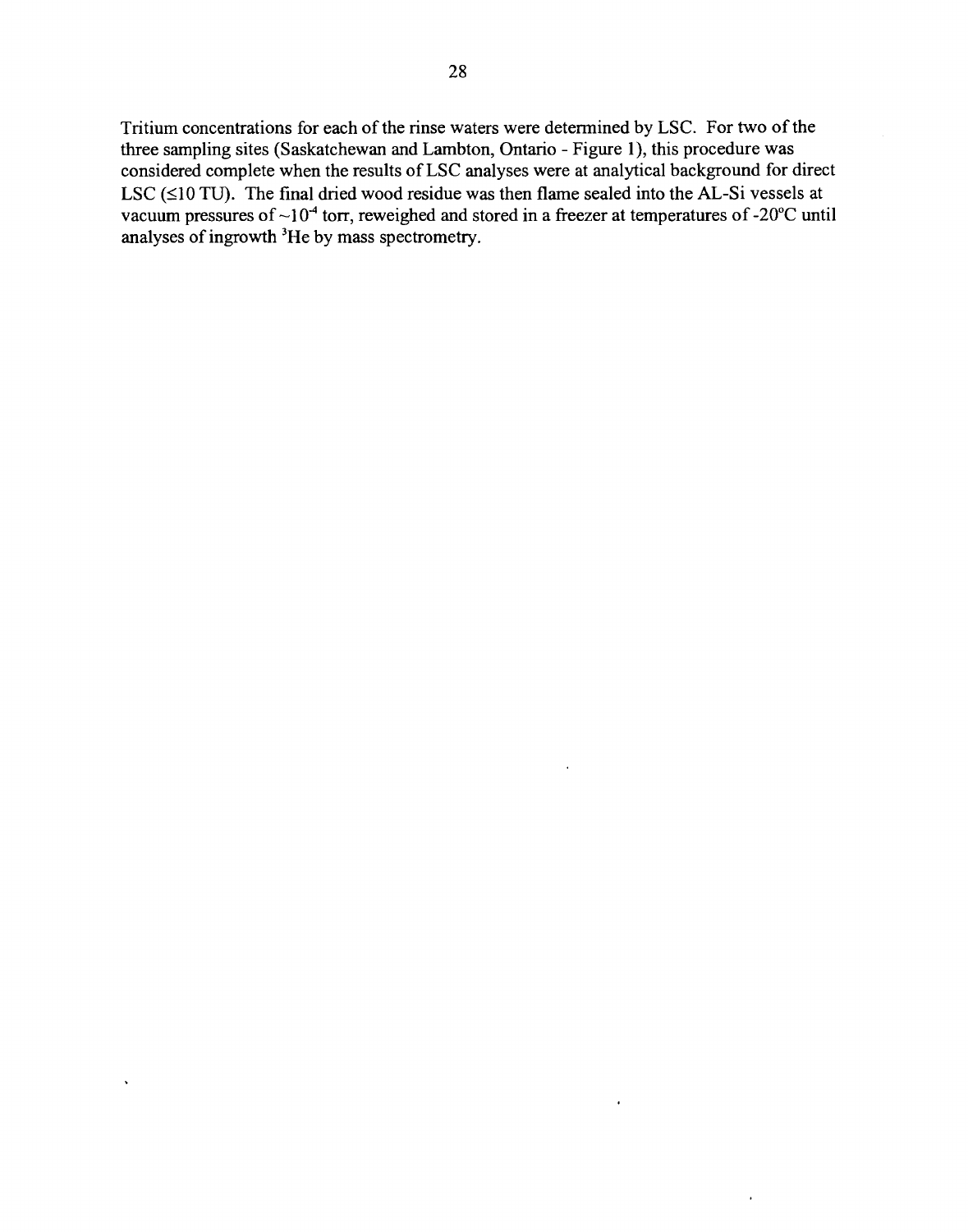Tritium concentrations for each of the rinse waters were determined by LSC. For two of the three sampling sites (Saskatchewan and Lambton, Ontario - Figure 1), this procedure was considered complete when the results of LSC analyses were at analytical background for direct LSC (≤10 TU). The final dried wood residue was then flame sealed into the AL-Si vessels at vacuum pressures of $\sim 10^{-4}$ torr, reweighed and stored in a freezer at temperatures of -20°C until analyses of ingrowth $^3He$ by mass spectrometry.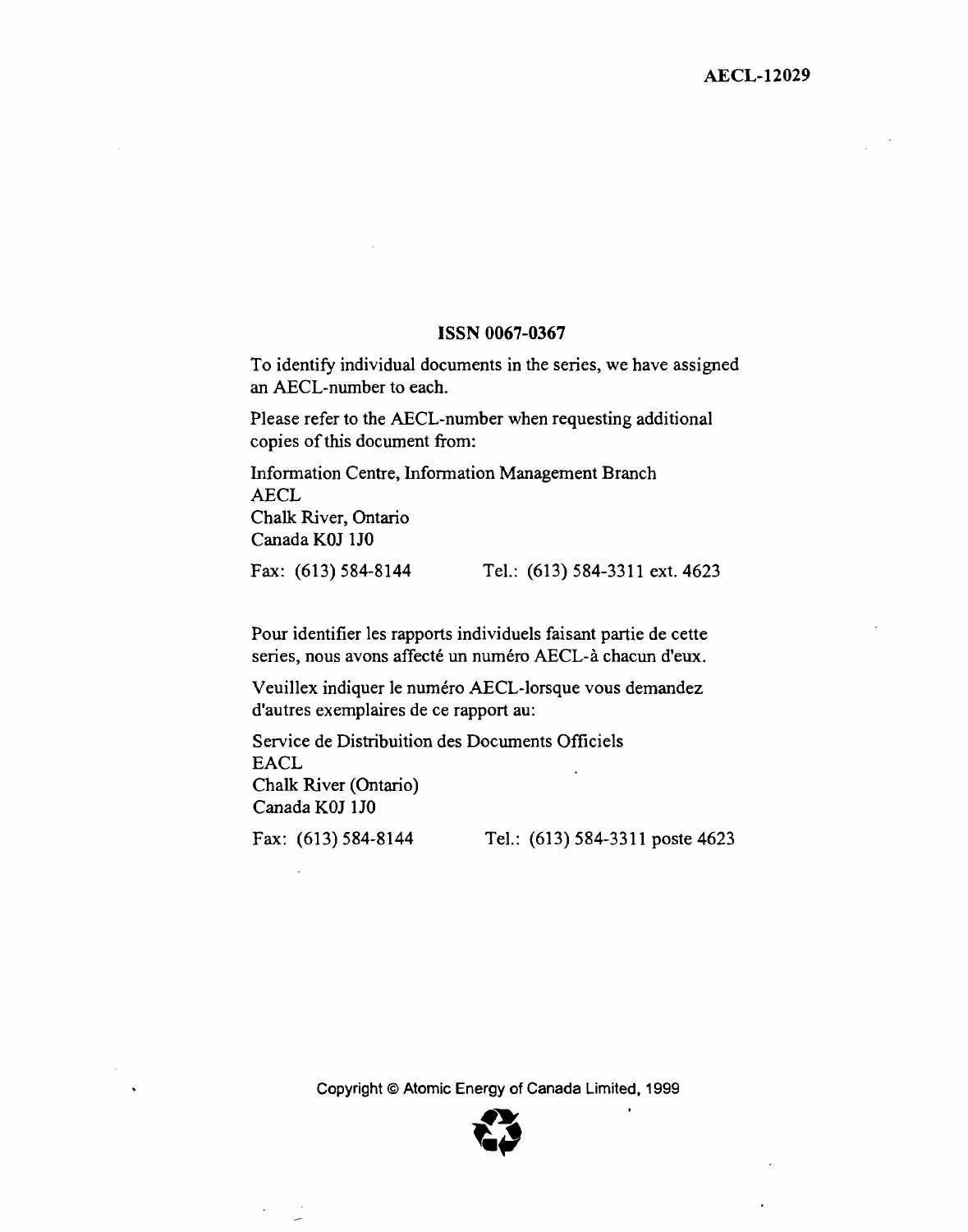**AECL-12029**

**ISSN 0067-0367**

To identify individual documents in the series, we have assigned an AECL-number to each.

Please refer to the AECL-number when requesting additional copies of this document from:

Information Centre, Information Management Branch
AECL
Chalk River, Ontario
Canada K0J 1J0

Fax: (613) 584-8144 Tel.: (613) 584-3311 ext. 4623

Pour identifier les rapports individuels faisant partie de cette series, nous avons affecté un numéro AECL-à chacun d'eux.

Veuillex indiquer le numéro AECL-lorsque vous demandez d'autres exemplaires de ce rapport au:

Service de Distribuition des Documents Officiels
EACL
Chalk River (Ontario)
Canada K0J 1J0

Fax: (613) 584-8144 Tel.: (613) 584-3311 poste 4623

Copyright © Atomic Energy of Canada Limited, 1999